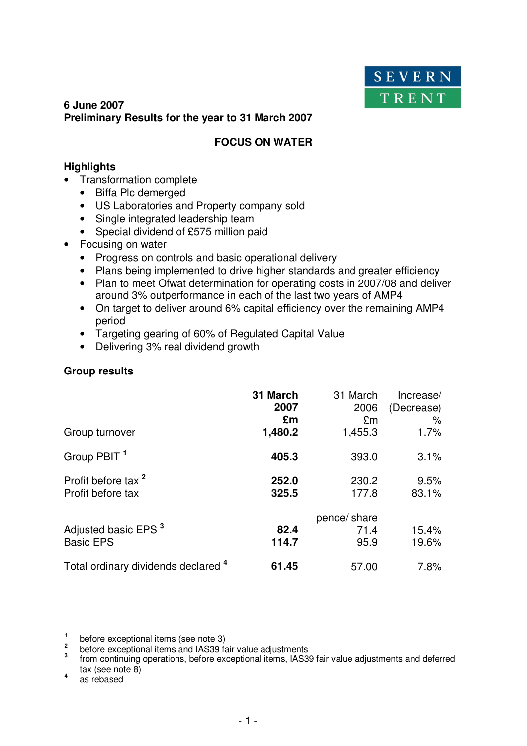SEVERN TRENT

**6 June 2007**
**Preliminary Results for the year to 31 March 2007**

## FOCUS ON WATER

### Highlights

- Transformation complete
  - Biffa Plc demerged
  - US Laboratories and Property company sold
  - Single integrated leadership team
  - Special dividend of £575 million paid
- Focusing on water
  - Progress on controls and basic operational delivery
  - Plans being implemented to drive higher standards and greater efficiency
  - Plan to meet Ofwat determination for operating costs in 2007/08 and deliver around 3% outperformance in each of the last two years of AMP4
  - On target to deliver around 6% capital efficiency over the remaining AMP4 period
  - Targeting gearing of 60% of Regulated Capital Value
  - Delivering 3% real dividend growth

### Group results

| | **31 March 2007 £m** | 31 March 2006 £m | Increase/ (Decrease) % |
|---|---|---|---|
| Group turnover | **1,480.2** | 1,455.3 | 1.7% |
| Group PBIT [1] | **405.3** | 393.0 | 3.1% |
| Profit before tax [2] | **252.0** | 230.2 | 9.5% |
| Profit before tax | **325.5** | 177.8 | 83.1% |
| | | pence/ share | |
| Adjusted basic EPS [3] | **82.4** | 71.4 | 15.4% |
| Basic EPS | **114.7** | 95.9 | 19.6% |
| Total ordinary dividends declared [4] | **61.45** | 57.00 | 7.8% |

[1] before exceptional items (see note 3)
[2] before exceptional items and IAS39 fair value adjustments
[3] from continuing operations, before exceptional items, IAS39 fair value adjustments and deferred tax (see note 8)
[4] as rebased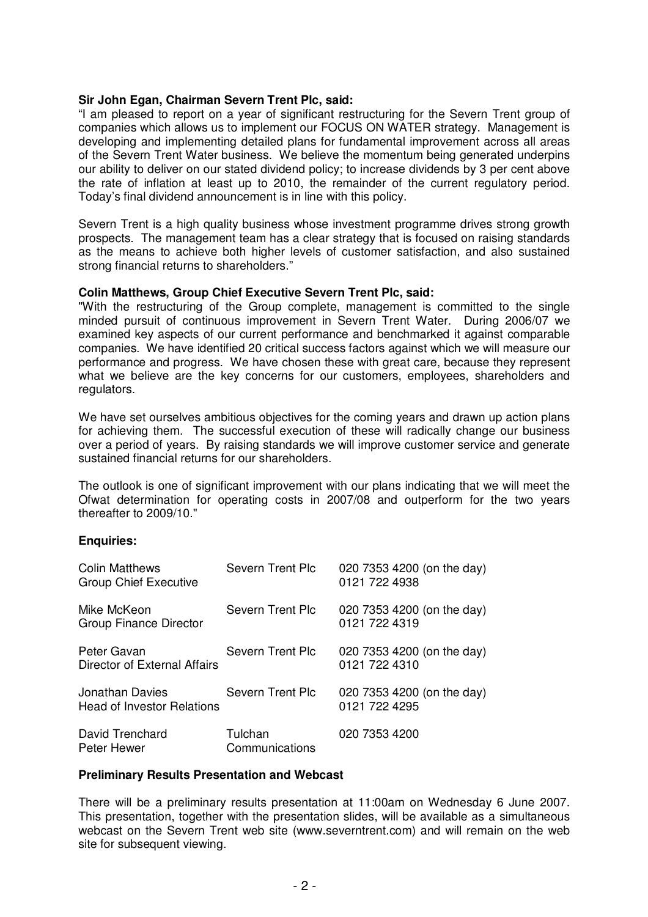**Sir John Egan, Chairman Severn Trent Plc, said:**

"I am pleased to report on a year of significant restructuring for the Severn Trent group of companies which allows us to implement our FOCUS ON WATER strategy. Management is developing and implementing detailed plans for fundamental improvement across all areas of the Severn Trent Water business. We believe the momentum being generated underpins our ability to deliver on our stated dividend policy; to increase dividends by 3 per cent above the rate of inflation at least up to 2010, the remainder of the current regulatory period. Today's final dividend announcement is in line with this policy.

Severn Trent is a high quality business whose investment programme drives strong growth prospects. The management team has a clear strategy that is focused on raising standards as the means to achieve both higher levels of customer satisfaction, and also sustained strong financial returns to shareholders."

**Colin Matthews, Group Chief Executive Severn Trent Plc, said:**

"With the restructuring of the Group complete, management is committed to the single minded pursuit of continuous improvement in Severn Trent Water. During 2006/07 we examined key aspects of our current performance and benchmarked it against comparable companies. We have identified 20 critical success factors against which we will measure our performance and progress. We have chosen these with great care, because they represent what we believe are the key concerns for our customers, employees, shareholders and regulators.

We have set ourselves ambitious objectives for the coming years and drawn up action plans for achieving them. The successful execution of these will radically change our business over a period of years. By raising standards we will improve customer service and generate sustained financial returns for our shareholders.

The outlook is one of significant improvement with our plans indicating that we will meet the Ofwat determination for operating costs in 2007/08 and outperform for the two years thereafter to 2009/10."

**Enquiries:**

| | | |
|---|---|---|
| Colin Matthews<br>Group Chief Executive | Severn Trent Plc | 020 7353 4200 (on the day)<br>0121 722 4938 |
| Mike McKeon<br>Group Finance Director | Severn Trent Plc | 020 7353 4200 (on the day)<br>0121 722 4319 |
| Peter Gavan<br>Director of External Affairs | Severn Trent Plc | 020 7353 4200 (on the day)<br>0121 722 4310 |
| Jonathan Davies<br>Head of Investor Relations | Severn Trent Plc | 020 7353 4200 (on the day)<br>0121 722 4295 |
| David Trenchard<br>Peter Hewer | Tulchan<br>Communications | 020 7353 4200 |

**Preliminary Results Presentation and Webcast**

There will be a preliminary results presentation at 11:00am on Wednesday 6 June 2007. This presentation, together with the presentation slides, will be available as a simultaneous webcast on the Severn Trent web site (www.severntrent.com) and will remain on the web site for subsequent viewing.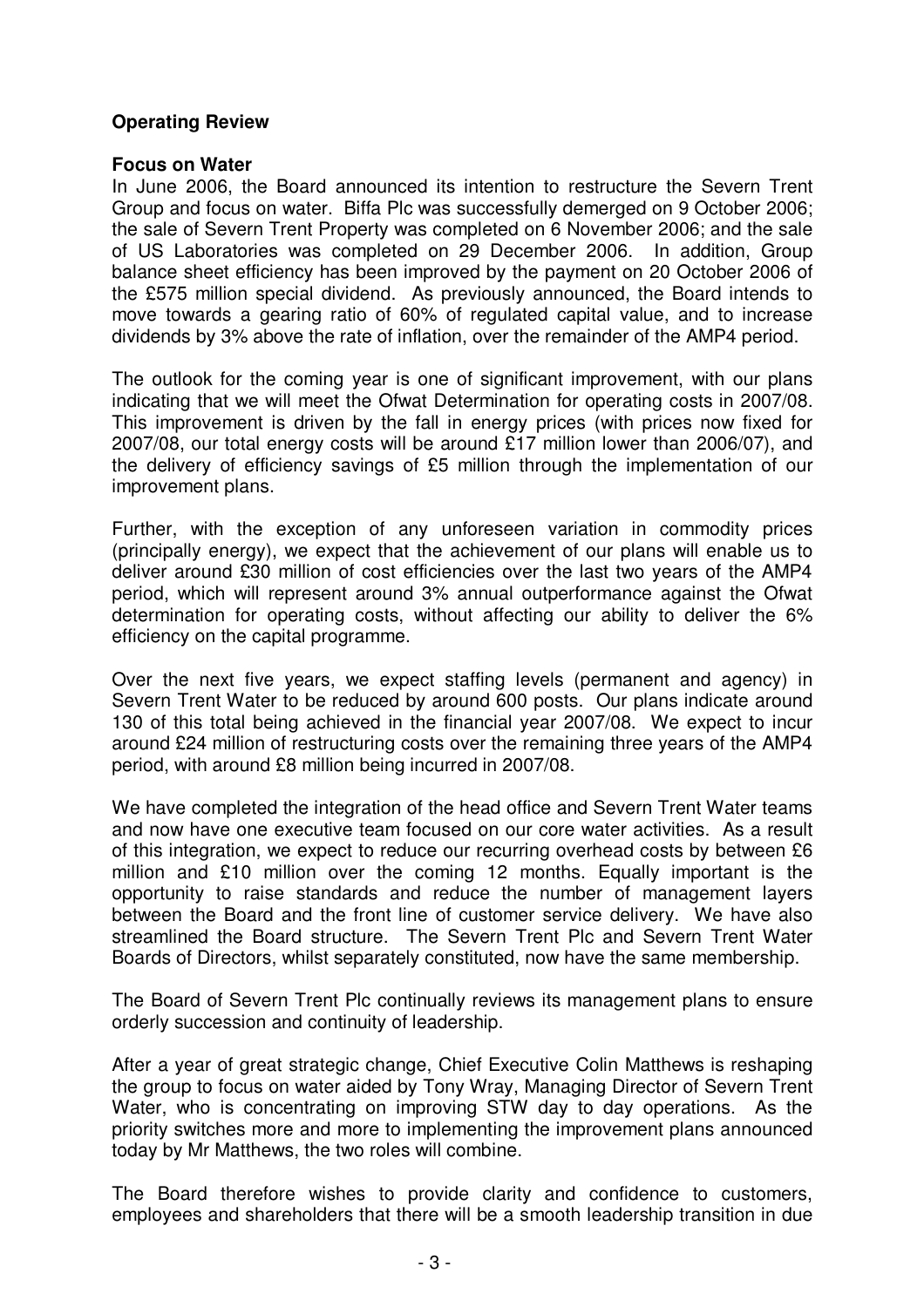**Operating Review**

**Focus on Water**

In June 2006, the Board announced its intention to restructure the Severn Trent Group and focus on water. Biffa Plc was successfully demerged on 9 October 2006; the sale of Severn Trent Property was completed on 6 November 2006; and the sale of US Laboratories was completed on 29 December 2006. In addition, Group balance sheet efficiency has been improved by the payment on 20 October 2006 of the £575 million special dividend. As previously announced, the Board intends to move towards a gearing ratio of 60% of regulated capital value, and to increase dividends by 3% above the rate of inflation, over the remainder of the AMP4 period.

The outlook for the coming year is one of significant improvement, with our plans indicating that we will meet the Ofwat Determination for operating costs in 2007/08. This improvement is driven by the fall in energy prices (with prices now fixed for 2007/08, our total energy costs will be around £17 million lower than 2006/07), and the delivery of efficiency savings of £5 million through the implementation of our improvement plans.

Further, with the exception of any unforeseen variation in commodity prices (principally energy), we expect that the achievement of our plans will enable us to deliver around £30 million of cost efficiencies over the last two years of the AMP4 period, which will represent around 3% annual outperformance against the Ofwat determination for operating costs, without affecting our ability to deliver the 6% efficiency on the capital programme.

Over the next five years, we expect staffing levels (permanent and agency) in Severn Trent Water to be reduced by around 600 posts. Our plans indicate around 130 of this total being achieved in the financial year 2007/08. We expect to incur around £24 million of restructuring costs over the remaining three years of the AMP4 period, with around £8 million being incurred in 2007/08.

We have completed the integration of the head office and Severn Trent Water teams and now have one executive team focused on our core water activities. As a result of this integration, we expect to reduce our recurring overhead costs by between £6 million and £10 million over the coming 12 months. Equally important is the opportunity to raise standards and reduce the number of management layers between the Board and the front line of customer service delivery. We have also streamlined the Board structure. The Severn Trent Plc and Severn Trent Water Boards of Directors, whilst separately constituted, now have the same membership.

The Board of Severn Trent Plc continually reviews its management plans to ensure orderly succession and continuity of leadership.

After a year of great strategic change, Chief Executive Colin Matthews is reshaping the group to focus on water aided by Tony Wray, Managing Director of Severn Trent Water, who is concentrating on improving STW day to day operations. As the priority switches more and more to implementing the improvement plans announced today by Mr Matthews, the two roles will combine.

The Board therefore wishes to provide clarity and confidence to customers, employees and shareholders that there will be a smooth leadership transition in due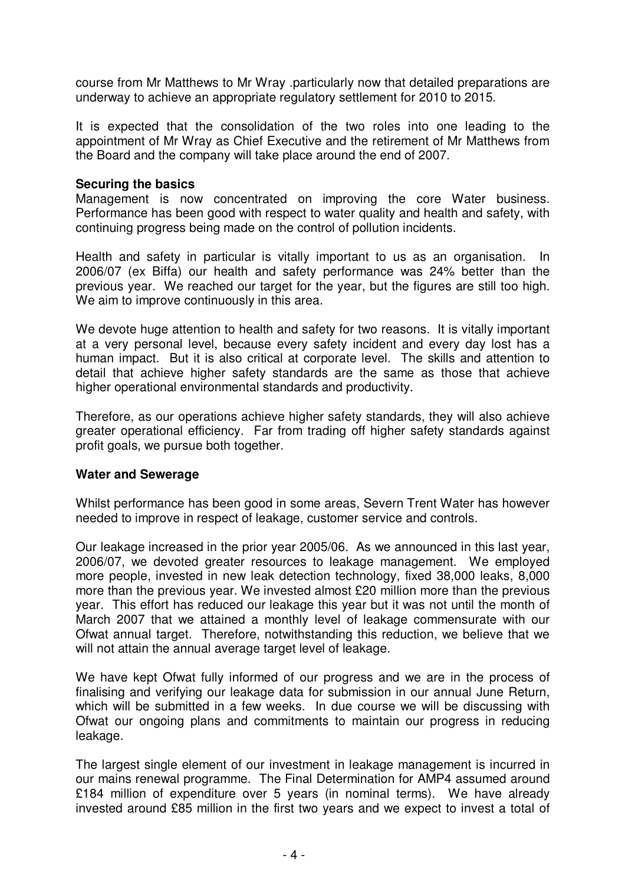course from Mr Matthews to Mr Wray .particularly now that detailed preparations are underway to achieve an appropriate regulatory settlement for 2010 to 2015.

It is expected that the consolidation of the two roles into one leading to the appointment of Mr Wray as Chief Executive and the retirement of Mr Matthews from the Board and the company will take place around the end of 2007.

**Securing the basics**

Management is now concentrated on improving the core Water business. Performance has been good with respect to water quality and health and safety, with continuing progress being made on the control of pollution incidents.

Health and safety in particular is vitally important to us as an organisation. In 2006/07 (ex Biffa) our health and safety performance was 24% better than the previous year. We reached our target for the year, but the figures are still too high. We aim to improve continuously in this area.

We devote huge attention to health and safety for two reasons. It is vitally important at a very personal level, because every safety incident and every day lost has a human impact. But it is also critical at corporate level. The skills and attention to detail that achieve higher safety standards are the same as those that achieve higher operational environmental standards and productivity.

Therefore, as our operations achieve higher safety standards, they will also achieve greater operational efficiency. Far from trading off higher safety standards against profit goals, we pursue both together.

**Water and Sewerage**

Whilst performance has been good in some areas, Severn Trent Water has however needed to improve in respect of leakage, customer service and controls.

Our leakage increased in the prior year 2005/06. As we announced in this last year, 2006/07, we devoted greater resources to leakage management. We employed more people, invested in new leak detection technology, fixed 38,000 leaks, 8,000 more than the previous year. We invested almost £20 million more than the previous year. This effort has reduced our leakage this year but it was not until the month of March 2007 that we attained a monthly level of leakage commensurate with our Ofwat annual target. Therefore, notwithstanding this reduction, we believe that we will not attain the annual average target level of leakage.

We have kept Ofwat fully informed of our progress and we are in the process of finalising and verifying our leakage data for submission in our annual June Return, which will be submitted in a few weeks. In due course we will be discussing with Ofwat our ongoing plans and commitments to maintain our progress in reducing leakage.

The largest single element of our investment in leakage management is incurred in our mains renewal programme. The Final Determination for AMP4 assumed around £184 million of expenditure over 5 years (in nominal terms). We have already invested around £85 million in the first two years and we expect to invest a total of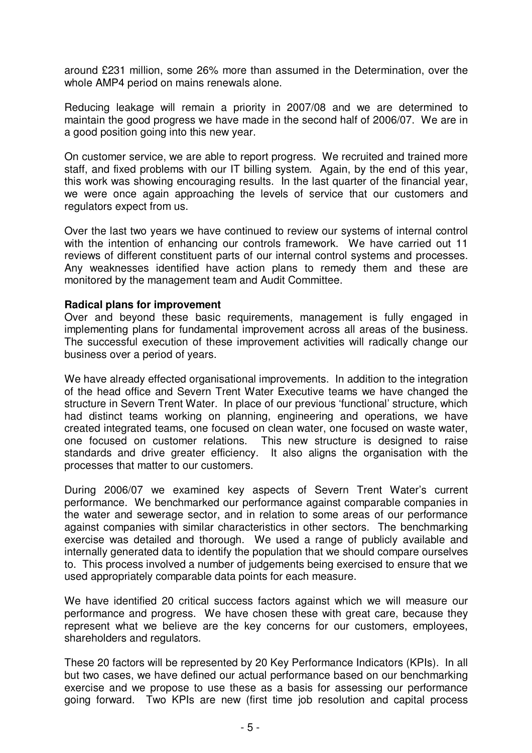around £231 million, some 26% more than assumed in the Determination, over the whole AMP4 period on mains renewals alone.

Reducing leakage will remain a priority in 2007/08 and we are determined to maintain the good progress we have made in the second half of 2006/07. We are in a good position going into this new year.

On customer service, we are able to report progress. We recruited and trained more staff, and fixed problems with our IT billing system. Again, by the end of this year, this work was showing encouraging results. In the last quarter of the financial year, we were once again approaching the levels of service that our customers and regulators expect from us.

Over the last two years we have continued to review our systems of internal control with the intention of enhancing our controls framework. We have carried out 11 reviews of different constituent parts of our internal control systems and processes. Any weaknesses identified have action plans to remedy them and these are monitored by the management team and Audit Committee.

**Radical plans for improvement**

Over and beyond these basic requirements, management is fully engaged in implementing plans for fundamental improvement across all areas of the business. The successful execution of these improvement activities will radically change our business over a period of years.

We have already effected organisational improvements. In addition to the integration of the head office and Severn Trent Water Executive teams we have changed the structure in Severn Trent Water. In place of our previous 'functional' structure, which had distinct teams working on planning, engineering and operations, we have created integrated teams, one focused on clean water, one focused on waste water, one focused on customer relations. This new structure is designed to raise standards and drive greater efficiency. It also aligns the organisation with the processes that matter to our customers.

During 2006/07 we examined key aspects of Severn Trent Water's current performance. We benchmarked our performance against comparable companies in the water and sewerage sector, and in relation to some areas of our performance against companies with similar characteristics in other sectors. The benchmarking exercise was detailed and thorough. We used a range of publicly available and internally generated data to identify the population that we should compare ourselves to. This process involved a number of judgements being exercised to ensure that we used appropriately comparable data points for each measure.

We have identified 20 critical success factors against which we will measure our performance and progress. We have chosen these with great care, because they represent what we believe are the key concerns for our customers, employees, shareholders and regulators.

These 20 factors will be represented by 20 Key Performance Indicators (KPIs). In all but two cases, we have defined our actual performance based on our benchmarking exercise and we propose to use these as a basis for assessing our performance going forward. Two KPIs are new (first time job resolution and capital process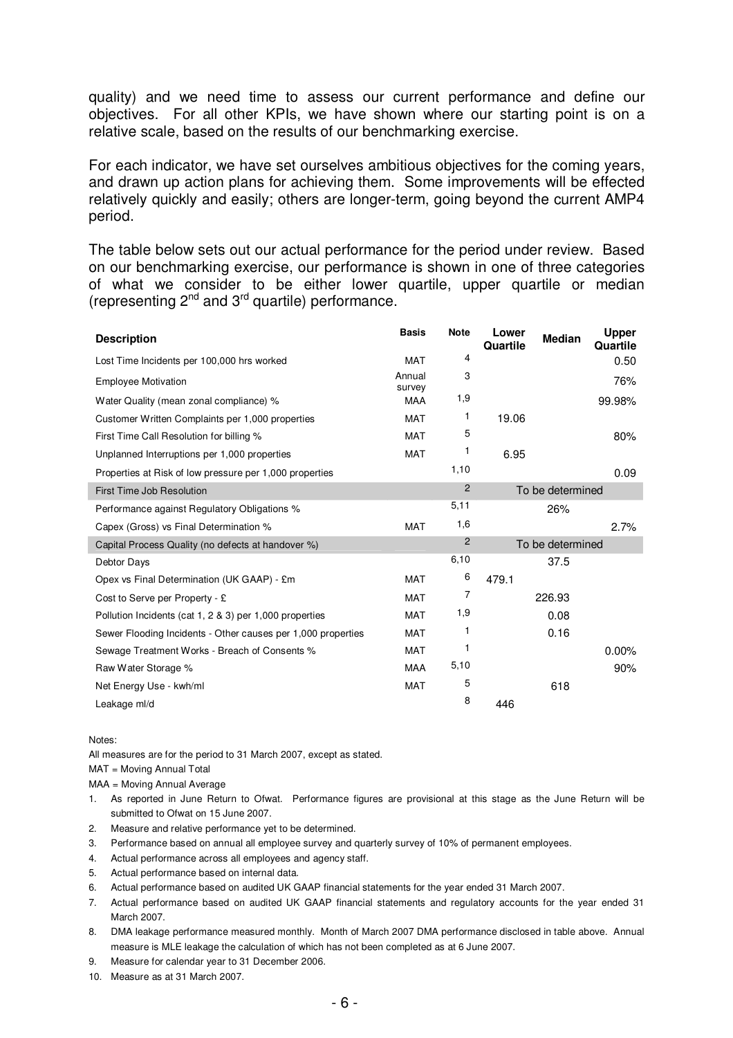quality) and we need time to assess our current performance and define our objectives. For all other KPIs, we have shown where our starting point is on a relative scale, based on the results of our benchmarking exercise.

For each indicator, we have set ourselves ambitious objectives for the coming years, and drawn up action plans for achieving them. Some improvements will be effected relatively quickly and easily; others are longer-term, going beyond the current AMP4 period.

The table below sets out our actual performance for the period under review. Based on our benchmarking exercise, our performance is shown in one of three categories of what we consider to be either lower quartile, upper quartile or median (representing 2nd and 3rd quartile) performance.

| Description | Basis | Note | Lower Quartile | Median | Upper Quartile |
|---|---|---|---|---|---|
| Lost Time Incidents per 100,000 hrs worked | MAT | 4 | | | 0.50 |
| Employee Motivation | Annual survey | 3 | | | 76% |
| Water Quality (mean zonal compliance) % | MAA | 1,9 | | | 99.98% |
| Customer Written Complaints per 1,000 properties | MAT | 1 | 19.06 | | |
| First Time Call Resolution for billing % | MAT | 5 | | | 80% |
| Unplanned Interruptions per 1,000 properties | MAT | 1 | 6.95 | | |
| Properties at Risk of low pressure per 1,000 properties | | 1,10 | | | 0.09 |
| First Time Job Resolution | | 2 | | To be determined | |
| Performance against Regulatory Obligations % | | 5,11 | | 26% | |
| Capex (Gross) vs Final Determination % | MAT | 1,6 | | | 2.7% |
| Capital Process Quality (no defects at handover %) | | 2 | | To be determined | |
| Debtor Days | | 6,10 | | 37.5 | |
| Opex vs Final Determination (UK GAAP) - £m | MAT | 6 | 479.1 | | |
| Cost to Serve per Property - £ | MAT | 7 | | 226.93 | |
| Pollution Incidents (cat 1, 2 & 3) per 1,000 properties | MAT | 1,9 | | 0.08 | |
| Sewer Flooding Incidents - Other causes per 1,000 properties | MAT | 1 | | 0.16 | |
| Sewage Treatment Works - Breach of Consents % | MAT | 1 | | | 0.00% |
| Raw Water Storage % | MAA | 5,10 | | | 90% |
| Net Energy Use - kwh/ml | MAT | 5 | | 618 | |
| Leakage ml/d | | 8 | 446 | | |

Notes:

All measures are for the period to 31 March 2007, except as stated.

MAT = Moving Annual Total

MAA = Moving Annual Average

1. As reported in June Return to Ofwat. Performance figures are provisional at this stage as the June Return will be submitted to Ofwat on 15 June 2007.
2. Measure and relative performance yet to be determined.
3. Performance based on annual all employee survey and quarterly survey of 10% of permanent employees.
4. Actual performance across all employees and agency staff.
5. Actual performance based on internal data.
6. Actual performance based on audited UK GAAP financial statements for the year ended 31 March 2007.
7. Actual performance based on audited UK GAAP financial statements and regulatory accounts for the year ended 31 March 2007.
8. DMA leakage performance measured monthly. Month of March 2007 DMA performance disclosed in table above. Annual measure is MLE leakage the calculation of which has not been completed as at 6 June 2007.
9. Measure for calendar year to 31 December 2006.
10. Measure as at 31 March 2007.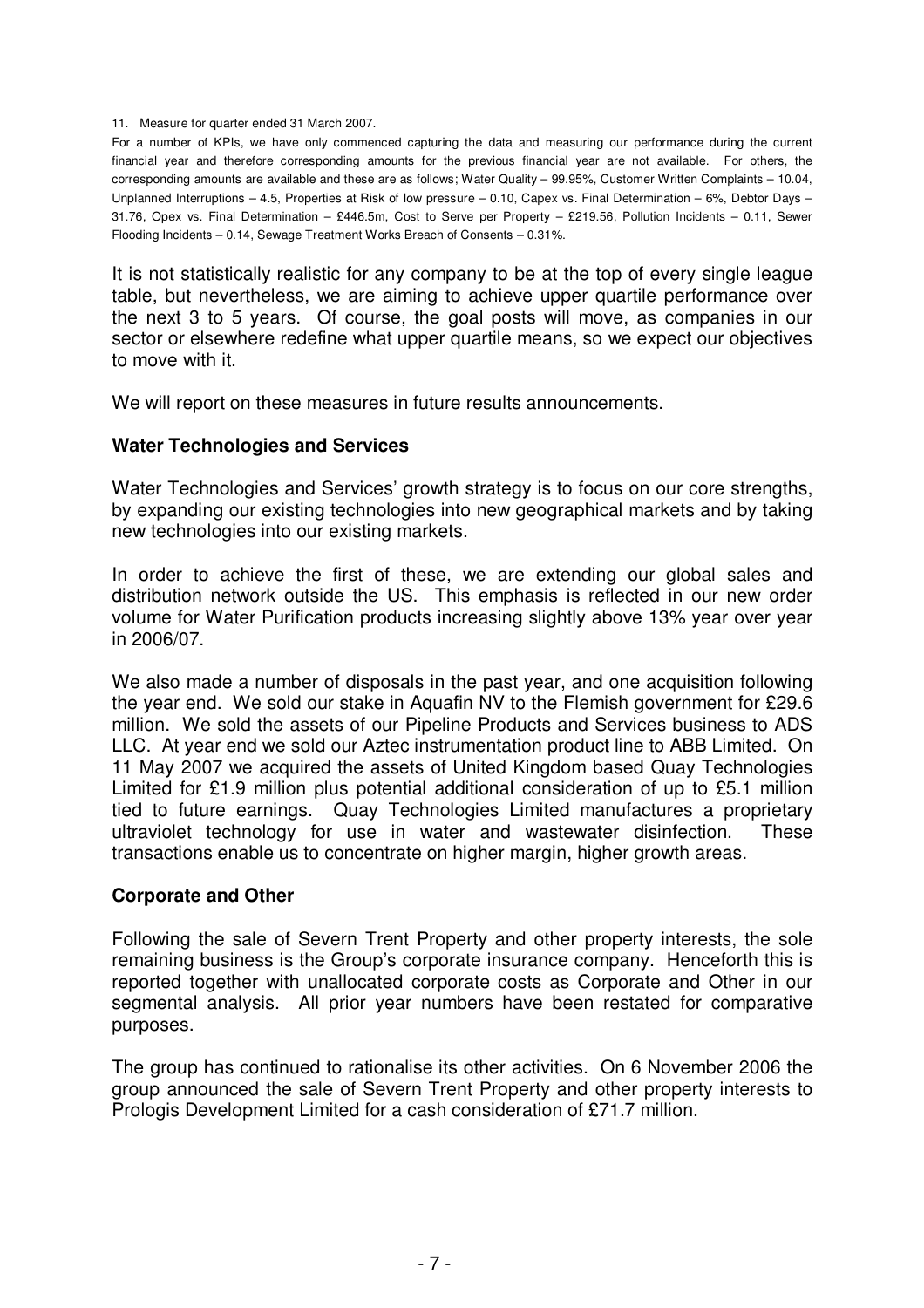11. Measure for quarter ended 31 March 2007.

For a number of KPIs, we have only commenced capturing the data and measuring our performance during the current financial year and therefore corresponding amounts for the previous financial year are not available. For others, the corresponding amounts are available and these are as follows; Water Quality – 99.95%, Customer Written Complaints – 10.04, Unplanned Interruptions – 4.5, Properties at Risk of low pressure – 0.10, Capex vs. Final Determination – 6%, Debtor Days – 31.76, Opex vs. Final Determination – £446.5m, Cost to Serve per Property – £219.56, Pollution Incidents – 0.11, Sewer Flooding Incidents – 0.14, Sewage Treatment Works Breach of Consents – 0.31%.

It is not statistically realistic for any company to be at the top of every single league table, but nevertheless, we are aiming to achieve upper quartile performance over the next 3 to 5 years. Of course, the goal posts will move, as companies in our sector or elsewhere redefine what upper quartile means, so we expect our objectives to move with it.

We will report on these measures in future results announcements.

**Water Technologies and Services**

Water Technologies and Services' growth strategy is to focus on our core strengths, by expanding our existing technologies into new geographical markets and by taking new technologies into our existing markets.

In order to achieve the first of these, we are extending our global sales and distribution network outside the US. This emphasis is reflected in our new order volume for Water Purification products increasing slightly above 13% year over year in 2006/07.

We also made a number of disposals in the past year, and one acquisition following the year end. We sold our stake in Aquafin NV to the Flemish government for £29.6 million. We sold the assets of our Pipeline Products and Services business to ADS LLC. At year end we sold our Aztec instrumentation product line to ABB Limited. On 11 May 2007 we acquired the assets of United Kingdom based Quay Technologies Limited for £1.9 million plus potential additional consideration of up to £5.1 million tied to future earnings. Quay Technologies Limited manufactures a proprietary ultraviolet technology for use in water and wastewater disinfection. These transactions enable us to concentrate on higher margin, higher growth areas.

**Corporate and Other**

Following the sale of Severn Trent Property and other property interests, the sole remaining business is the Group's corporate insurance company. Henceforth this is reported together with unallocated corporate costs as Corporate and Other in our segmental analysis. All prior year numbers have been restated for comparative purposes.

The group has continued to rationalise its other activities. On 6 November 2006 the group announced the sale of Severn Trent Property and other property interests to Prologis Development Limited for a cash consideration of £71.7 million.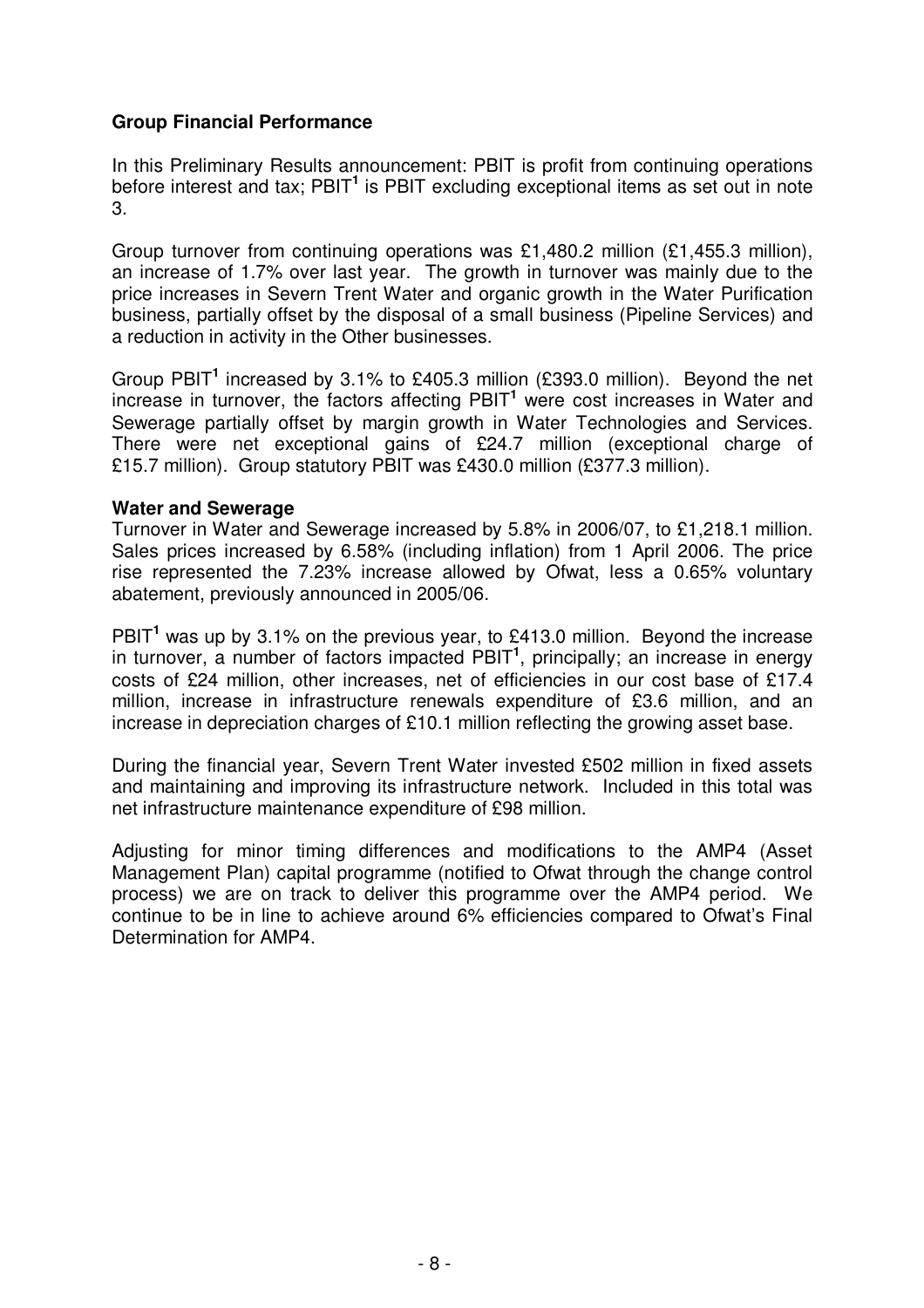**Group Financial Performance**

In this Preliminary Results announcement: PBIT is profit from continuing operations before interest and tax; PBIT[1] is PBIT excluding exceptional items as set out in note 3.

Group turnover from continuing operations was £1,480.2 million (£1,455.3 million), an increase of 1.7% over last year. The growth in turnover was mainly due to the price increases in Severn Trent Water and organic growth in the Water Purification business, partially offset by the disposal of a small business (Pipeline Services) and a reduction in activity in the Other businesses.

Group PBIT[1] increased by 3.1% to £405.3 million (£393.0 million). Beyond the net increase in turnover, the factors affecting PBIT[1] were cost increases in Water and Sewerage partially offset by margin growth in Water Technologies and Services. There were net exceptional gains of £24.7 million (exceptional charge of £15.7 million). Group statutory PBIT was £430.0 million (£377.3 million).

**Water and Sewerage**

Turnover in Water and Sewerage increased by 5.8% in 2006/07, to £1,218.1 million. Sales prices increased by 6.58% (including inflation) from 1 April 2006. The price rise represented the 7.23% increase allowed by Ofwat, less a 0.65% voluntary abatement, previously announced in 2005/06.

PBIT[1] was up by 3.1% on the previous year, to £413.0 million. Beyond the increase in turnover, a number of factors impacted PBIT[1], principally; an increase in energy costs of £24 million, other increases, net of efficiencies in our cost base of £17.4 million, increase in infrastructure renewals expenditure of £3.6 million, and an increase in depreciation charges of £10.1 million reflecting the growing asset base.

During the financial year, Severn Trent Water invested £502 million in fixed assets and maintaining and improving its infrastructure network. Included in this total was net infrastructure maintenance expenditure of £98 million.

Adjusting for minor timing differences and modifications to the AMP4 (Asset Management Plan) capital programme (notified to Ofwat through the change control process) we are on track to deliver this programme over the AMP4 period. We continue to be in line to achieve around 6% efficiencies compared to Ofwat's Final Determination for AMP4.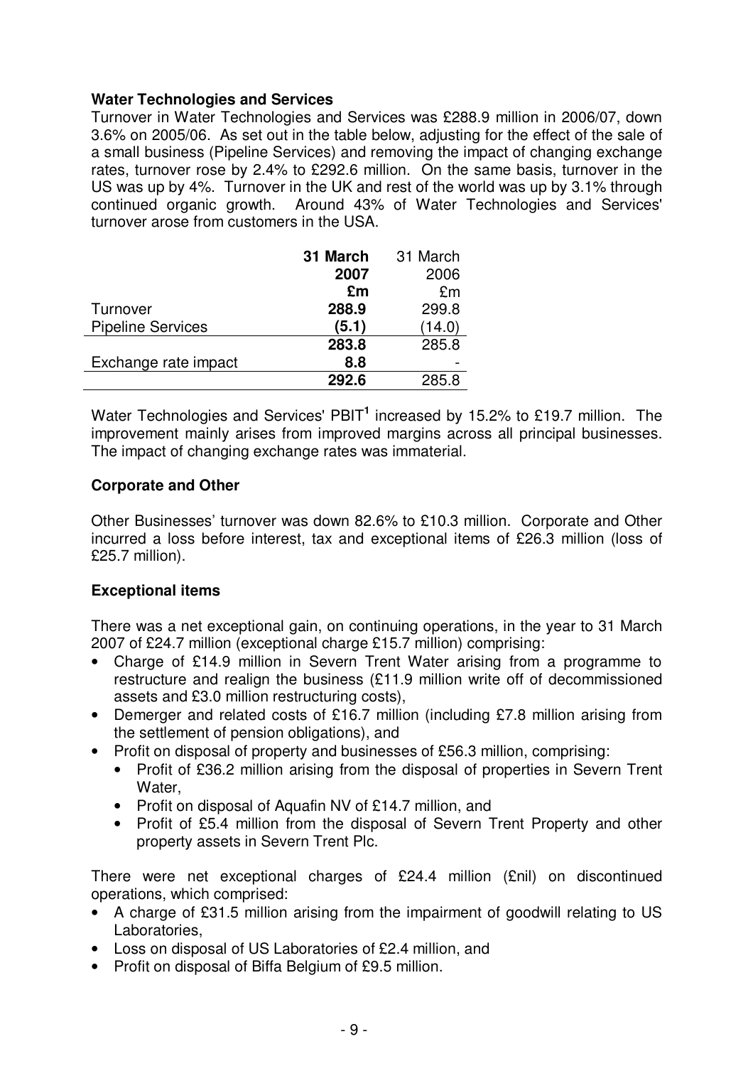**Water Technologies and Services**

Turnover in Water Technologies and Services was £288.9 million in 2006/07, down 3.6% on 2005/06. As set out in the table below, adjusting for the effect of the sale of a small business (Pipeline Services) and removing the impact of changing exchange rates, turnover rose by 2.4% to £292.6 million. On the same basis, turnover in the US was up by 4%. Turnover in the UK and rest of the world was up by 3.1% through continued organic growth. Around 43% of Water Technologies and Services' turnover arose from customers in the USA.

| | **31 March 2007 £m** | 31 March 2006 £m |
|---|---|---|
| Turnover | **288.9** | 299.8 |
| Pipeline Services | **(5.1)** | (14.0) |
| | **283.8** | 285.8 |
| Exchange rate impact | **8.8** | - |
| | **292.6** | 285.8 |

Water Technologies and Services' PBIT[1] increased by 15.2% to £19.7 million. The improvement mainly arises from improved margins across all principal businesses. The impact of changing exchange rates was immaterial.

**Corporate and Other**

Other Businesses' turnover was down 82.6% to £10.3 million. Corporate and Other incurred a loss before interest, tax and exceptional items of £26.3 million (loss of £25.7 million).

**Exceptional items**

There was a net exceptional gain, on continuing operations, in the year to 31 March 2007 of £24.7 million (exceptional charge £15.7 million) comprising:

- Charge of £14.9 million in Severn Trent Water arising from a programme to restructure and realign the business (£11.9 million write off of decommissioned assets and £3.0 million restructuring costs),
- Demerger and related costs of £16.7 million (including £7.8 million arising from the settlement of pension obligations), and
- Profit on disposal of property and businesses of £56.3 million, comprising:
  - Profit of £36.2 million arising from the disposal of properties in Severn Trent Water,
  - Profit on disposal of Aquafin NV of £14.7 million, and
  - Profit of £5.4 million from the disposal of Severn Trent Property and other property assets in Severn Trent Plc.

There were net exceptional charges of £24.4 million (£nil) on discontinued operations, which comprised:

- A charge of £31.5 million arising from the impairment of goodwill relating to US Laboratories,
- Loss on disposal of US Laboratories of £2.4 million, and
- Profit on disposal of Biffa Belgium of £9.5 million.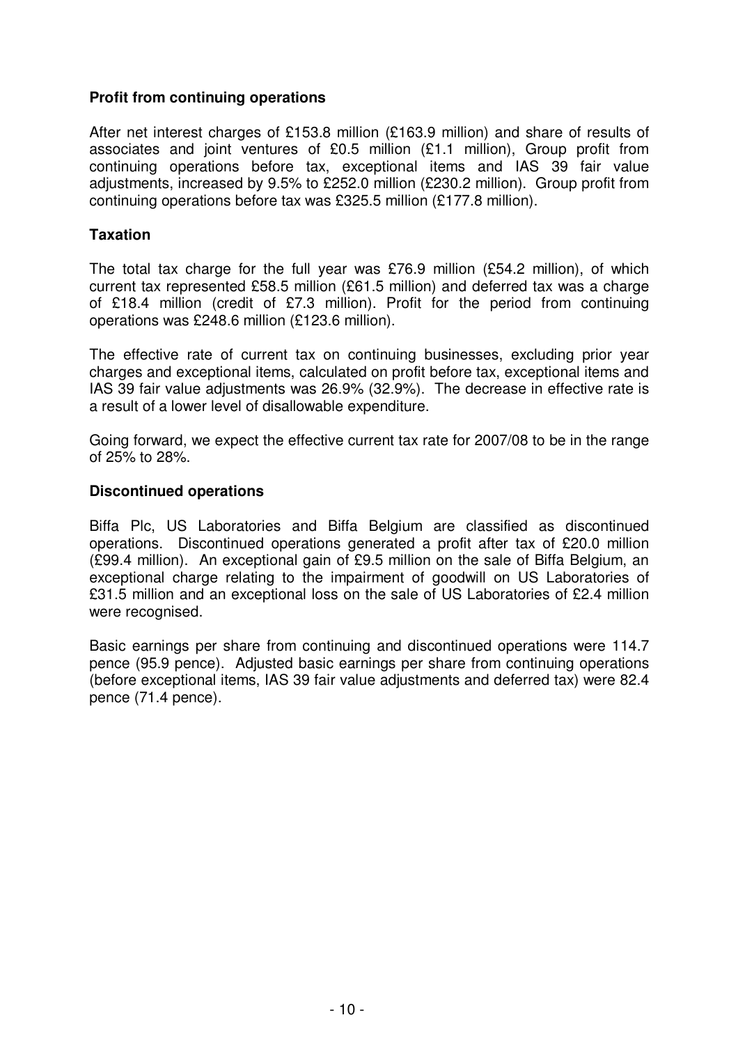**Profit from continuing operations**

After net interest charges of £153.8 million (£163.9 million) and share of results of associates and joint ventures of £0.5 million (£1.1 million), Group profit from continuing operations before tax, exceptional items and IAS 39 fair value adjustments, increased by 9.5% to £252.0 million (£230.2 million). Group profit from continuing operations before tax was £325.5 million (£177.8 million).

**Taxation**

The total tax charge for the full year was £76.9 million (£54.2 million), of which current tax represented £58.5 million (£61.5 million) and deferred tax was a charge of £18.4 million (credit of £7.3 million). Profit for the period from continuing operations was £248.6 million (£123.6 million).

The effective rate of current tax on continuing businesses, excluding prior year charges and exceptional items, calculated on profit before tax, exceptional items and IAS 39 fair value adjustments was 26.9% (32.9%). The decrease in effective rate is a result of a lower level of disallowable expenditure.

Going forward, we expect the effective current tax rate for 2007/08 to be in the range of 25% to 28%.

**Discontinued operations**

Biffa Plc, US Laboratories and Biffa Belgium are classified as discontinued operations. Discontinued operations generated a profit after tax of £20.0 million (£99.4 million). An exceptional gain of £9.5 million on the sale of Biffa Belgium, an exceptional charge relating to the impairment of goodwill on US Laboratories of £31.5 million and an exceptional loss on the sale of US Laboratories of £2.4 million were recognised.

Basic earnings per share from continuing and discontinued operations were 114.7 pence (95.9 pence). Adjusted basic earnings per share from continuing operations (before exceptional items, IAS 39 fair value adjustments and deferred tax) were 82.4 pence (71.4 pence).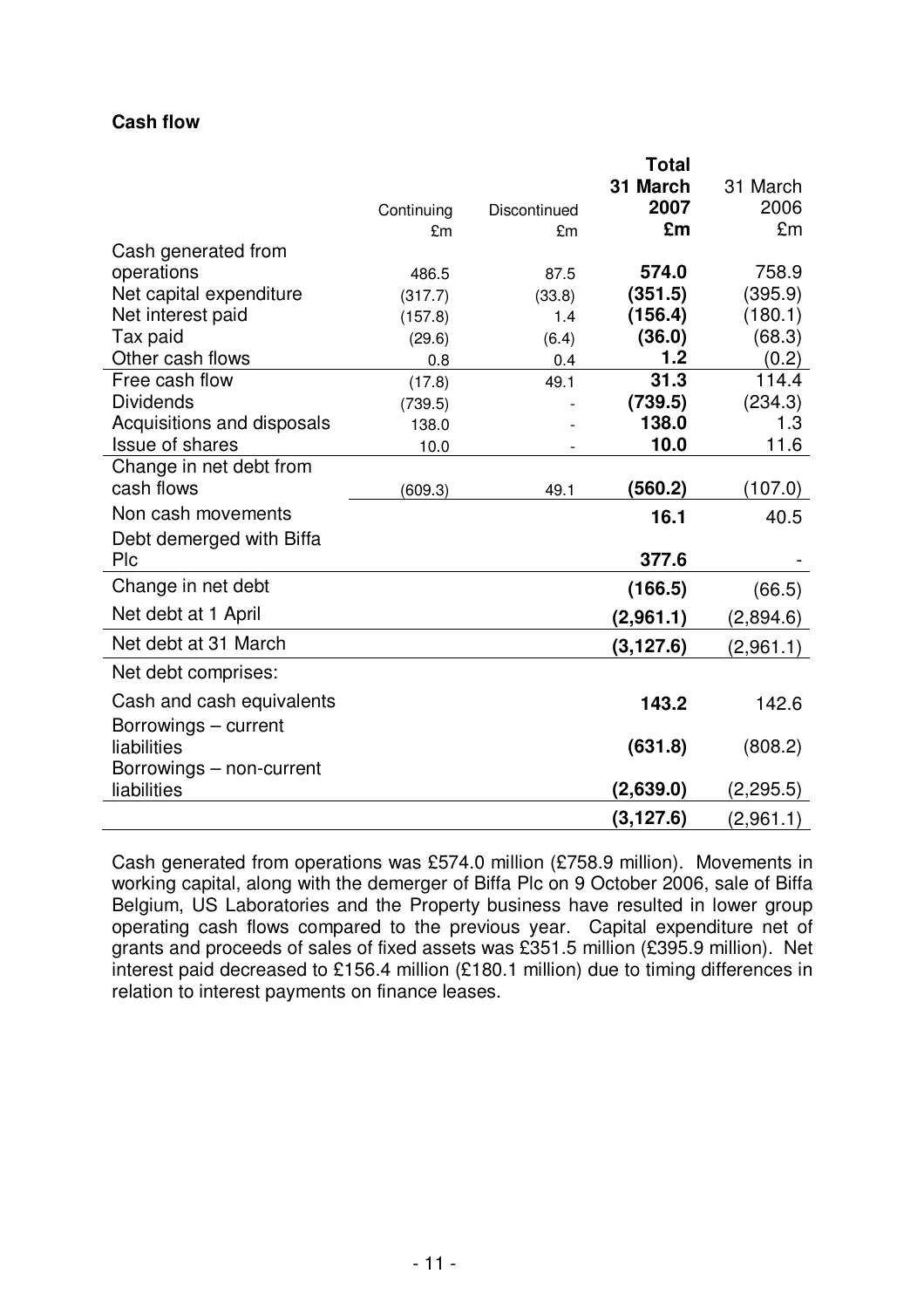**Cash flow**

| | Continuing £m | Discontinued £m | **Total 31 March 2007 £m** | 31 March 2006 £m |
|---|---|---|---|---|
| Cash generated from operations | 486.5 | 87.5 | **574.0** | 758.9 |
| Net capital expenditure | (317.7) | (33.8) | **(351.5)** | (395.9) |
| Net interest paid | (157.8) | 1.4 | **(156.4)** | (180.1) |
| Tax paid | (29.6) | (6.4) | **(36.0)** | (68.3) |
| Other cash flows | 0.8 | 0.4 | **1.2** | (0.2) |
| Free cash flow | (17.8) | 49.1 | **31.3** | 114.4 |
| Dividends | (739.5) | - | **(739.5)** | (234.3) |
| Acquisitions and disposals | 138.0 | - | **138.0** | 1.3 |
| Issue of shares | 10.0 | - | **10.0** | 11.6 |
| Change in net debt from cash flows | (609.3) | 49.1 | **(560.2)** | (107.0) |
| Non cash movements | | | **16.1** | 40.5 |
| Debt demerged with Biffa Plc | | | **377.6** | - |
| Change in net debt | | | **(166.5)** | (66.5) |
| Net debt at 1 April | | | **(2,961.1)** | (2,894.6) |
| Net debt at 31 March | | | **(3,127.6)** | (2,961.1) |
| Net debt comprises: | | | | |
| Cash and cash equivalents | | | **143.2** | 142.6 |
| Borrowings – current liabilities | | | **(631.8)** | (808.2) |
| Borrowings – non-current liabilities | | | **(2,639.0)** | (2,295.5) |
| | | | **(3,127.6)** | (2,961.1) |

Cash generated from operations was £574.0 million (£758.9 million). Movements in working capital, along with the demerger of Biffa Plc on 9 October 2006, sale of Biffa Belgium, US Laboratories and the Property business have resulted in lower group operating cash flows compared to the previous year. Capital expenditure net of grants and proceeds of sales of fixed assets was £351.5 million (£395.9 million). Net interest paid decreased to £156.4 million (£180.1 million) due to timing differences in relation to interest payments on finance leases.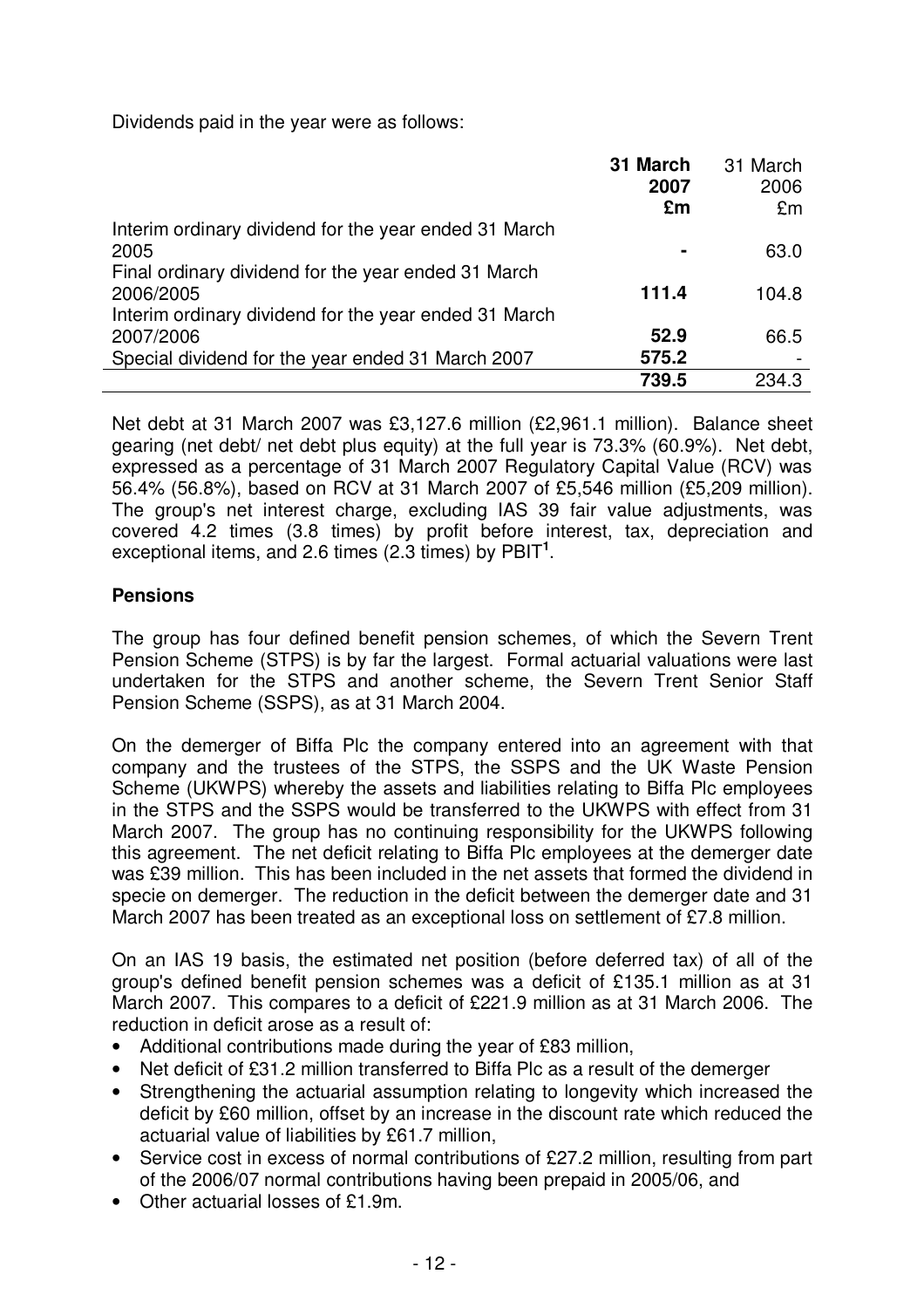Dividends paid in the year were as follows:

| | **31 March 2007 £m** | 31 March 2006 £m |
|---|---|---|
| Interim ordinary dividend for the year ended 31 March 2005 | **-** | 63.0 |
| Final ordinary dividend for the year ended 31 March 2006/2005 | **111.4** | 104.8 |
| Interim ordinary dividend for the year ended 31 March 2007/2006 | **52.9** | 66.5 |
| Special dividend for the year ended 31 March 2007 | **575.2** | - |
| | **739.5** | 234.3 |

Net debt at 31 March 2007 was £3,127.6 million (£2,961.1 million). Balance sheet gearing (net debt/ net debt plus equity) at the full year is 73.3% (60.9%). Net debt, expressed as a percentage of 31 March 2007 Regulatory Capital Value (RCV) was 56.4% (56.8%), based on RCV at 31 March 2007 of £5,546 million (£5,209 million). The group's net interest charge, excluding IAS 39 fair value adjustments, was covered 4.2 times (3.8 times) by profit before interest, tax, depreciation and exceptional items, and 2.6 times (2.3 times) by PBIT[1].

## Pensions

The group has four defined benefit pension schemes, of which the Severn Trent Pension Scheme (STPS) is by far the largest. Formal actuarial valuations were last undertaken for the STPS and another scheme, the Severn Trent Senior Staff Pension Scheme (SSPS), as at 31 March 2004.

On the demerger of Biffa Plc the company entered into an agreement with that company and the trustees of the STPS, the SSPS and the UK Waste Pension Scheme (UKWPS) whereby the assets and liabilities relating to Biffa Plc employees in the STPS and the SSPS would be transferred to the UKWPS with effect from 31 March 2007. The group has no continuing responsibility for the UKWPS following this agreement. The net deficit relating to Biffa Plc employees at the demerger date was £39 million. This has been included in the net assets that formed the dividend in specie on demerger. The reduction in the deficit between the demerger date and 31 March 2007 has been treated as an exceptional loss on settlement of £7.8 million.

On an IAS 19 basis, the estimated net position (before deferred tax) of all of the group's defined benefit pension schemes was a deficit of £135.1 million as at 31 March 2007. This compares to a deficit of £221.9 million as at 31 March 2006. The reduction in deficit arose as a result of:

- Additional contributions made during the year of £83 million,
- Net deficit of £31.2 million transferred to Biffa Plc as a result of the demerger
- Strengthening the actuarial assumption relating to longevity which increased the deficit by £60 million, offset by an increase in the discount rate which reduced the actuarial value of liabilities by £61.7 million,
- Service cost in excess of normal contributions of £27.2 million, resulting from part of the 2006/07 normal contributions having been prepaid in 2005/06, and
- Other actuarial losses of £1.9m.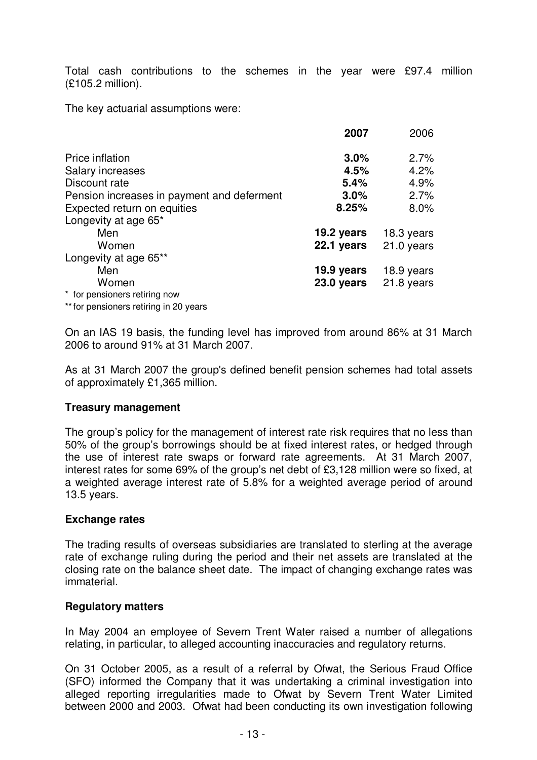Total cash contributions to the schemes in the year were £97.4 million (£105.2 million).

The key actuarial assumptions were:

| | **2007** | 2006 |
|---|---|---|
| Price inflation | **3.0%** | 2.7% |
| Salary increases | **4.5%** | 4.2% |
| Discount rate | **5.4%** | 4.9% |
| Pension increases in payment and deferment | **3.0%** | 2.7% |
| Expected return on equities | **8.25%** | 8.0% |
| Longevity at age 65* | | |
| Men | **19.2 years** | 18.3 years |
| Women | **22.1 years** | 21.0 years |
| Longevity at age 65** | | |
| Men | **19.9 years** | 18.9 years |
| Women | **23.0 years** | 21.8 years |

\* for pensioners retiring now

** for pensioners retiring in 20 years

On an IAS 19 basis, the funding level has improved from around 86% at 31 March 2006 to around 91% at 31 March 2007.

As at 31 March 2007 the group's defined benefit pension schemes had total assets of approximately £1,365 million.

**Treasury management**

The group's policy for the management of interest rate risk requires that no less than 50% of the group's borrowings should be at fixed interest rates, or hedged through the use of interest rate swaps or forward rate agreements. At 31 March 2007, interest rates for some 69% of the group's net debt of £3,128 million were so fixed, at a weighted average interest rate of 5.8% for a weighted average period of around 13.5 years.

**Exchange rates**

The trading results of overseas subsidiaries are translated to sterling at the average rate of exchange ruling during the period and their net assets are translated at the closing rate on the balance sheet date. The impact of changing exchange rates was immaterial.

**Regulatory matters**

In May 2004 an employee of Severn Trent Water raised a number of allegations relating, in particular, to alleged accounting inaccuracies and regulatory returns.

On 31 October 2005, as a result of a referral by Ofwat, the Serious Fraud Office (SFO) informed the Company that it was undertaking a criminal investigation into alleged reporting irregularities made to Ofwat by Severn Trent Water Limited between 2000 and 2003. Ofwat had been conducting its own investigation following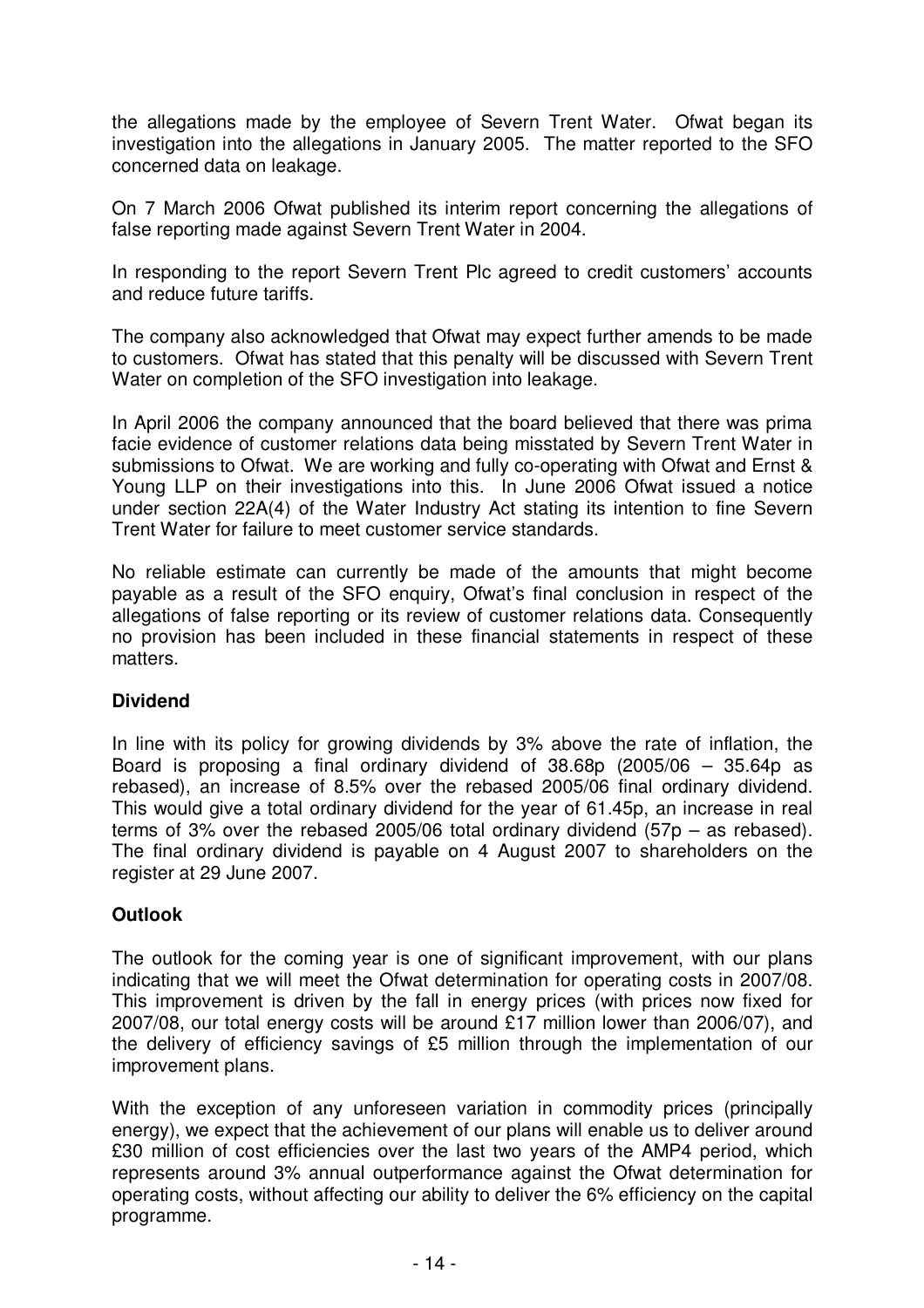the allegations made by the employee of Severn Trent Water. Ofwat began its investigation into the allegations in January 2005. The matter reported to the SFO concerned data on leakage.

On 7 March 2006 Ofwat published its interim report concerning the allegations of false reporting made against Severn Trent Water in 2004.

In responding to the report Severn Trent Plc agreed to credit customers' accounts and reduce future tariffs.

The company also acknowledged that Ofwat may expect further amends to be made to customers. Ofwat has stated that this penalty will be discussed with Severn Trent Water on completion of the SFO investigation into leakage.

In April 2006 the company announced that the board believed that there was prima facie evidence of customer relations data being misstated by Severn Trent Water in submissions to Ofwat. We are working and fully co-operating with Ofwat and Ernst & Young LLP on their investigations into this. In June 2006 Ofwat issued a notice under section 22A(4) of the Water Industry Act stating its intention to fine Severn Trent Water for failure to meet customer service standards.

No reliable estimate can currently be made of the amounts that might become payable as a result of the SFO enquiry, Ofwat's final conclusion in respect of the allegations of false reporting or its review of customer relations data. Consequently no provision has been included in these financial statements in respect of these matters.

**Dividend**

In line with its policy for growing dividends by 3% above the rate of inflation, the Board is proposing a final ordinary dividend of 38.68p (2005/06 – 35.64p as rebased), an increase of 8.5% over the rebased 2005/06 final ordinary dividend. This would give a total ordinary dividend for the year of 61.45p, an increase in real terms of 3% over the rebased 2005/06 total ordinary dividend (57p – as rebased). The final ordinary dividend is payable on 4 August 2007 to shareholders on the register at 29 June 2007.

**Outlook**

The outlook for the coming year is one of significant improvement, with our plans indicating that we will meet the Ofwat determination for operating costs in 2007/08. This improvement is driven by the fall in energy prices (with prices now fixed for 2007/08, our total energy costs will be around £17 million lower than 2006/07), and the delivery of efficiency savings of £5 million through the implementation of our improvement plans.

With the exception of any unforeseen variation in commodity prices (principally energy), we expect that the achievement of our plans will enable us to deliver around £30 million of cost efficiencies over the last two years of the AMP4 period, which represents around 3% annual outperformance against the Ofwat determination for operating costs, without affecting our ability to deliver the 6% efficiency on the capital programme.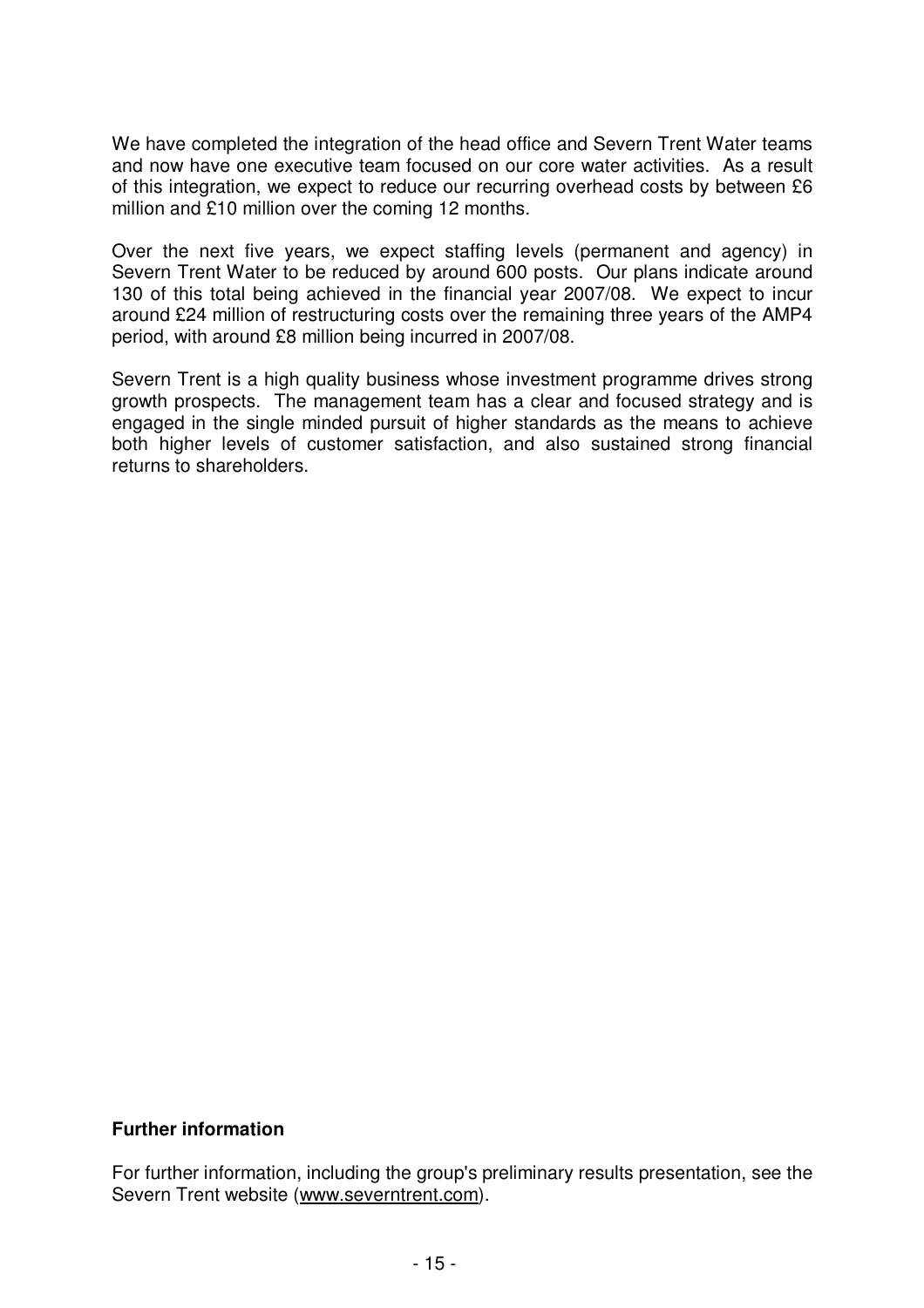We have completed the integration of the head office and Severn Trent Water teams and now have one executive team focused on our core water activities. As a result of this integration, we expect to reduce our recurring overhead costs by between £6 million and £10 million over the coming 12 months.

Over the next five years, we expect staffing levels (permanent and agency) in Severn Trent Water to be reduced by around 600 posts. Our plans indicate around 130 of this total being achieved in the financial year 2007/08. We expect to incur around £24 million of restructuring costs over the remaining three years of the AMP4 period, with around £8 million being incurred in 2007/08.

Severn Trent is a high quality business whose investment programme drives strong growth prospects. The management team has a clear and focused strategy and is engaged in the single minded pursuit of higher standards as the means to achieve both higher levels of customer satisfaction, and also sustained strong financial returns to shareholders.

**Further information**

For further information, including the group's preliminary results presentation, see the Severn Trent website (www.severntrent.com).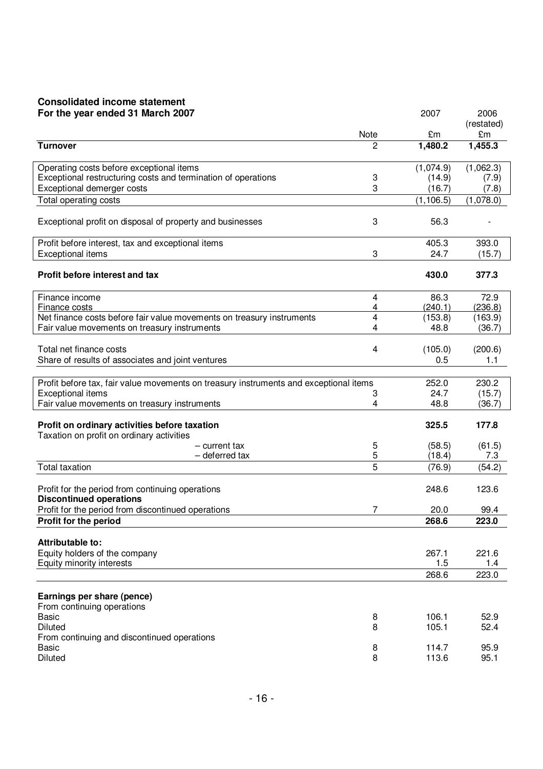## Consolidated income statement

## For the year ended 31 March 2007

| | Note | 2007 £m | 2006 (restated) £m |
|---|---|---|---|
| **Turnover** | 2 | **1,480.2** | **1,455.3** |
| Operating costs before exceptional items | | (1,074.9) | (1,062.3) |
| Exceptional restructuring costs and termination of operations | 3 | (14.9) | (7.9) |
| Exceptional demerger costs | 3 | (16.7) | (7.8) |
| Total operating costs | | (1,106.5) | (1,078.0) |
| Exceptional profit on disposal of property and businesses | 3 | 56.3 | - |
| Profit before interest, tax and exceptional items | | 405.3 | 393.0 |
| Exceptional items | 3 | 24.7 | (15.7) |
| **Profit before interest and tax** | | **430.0** | **377.3** |
| Finance income | 4 | 86.3 | 72.9 |
| Finance costs | 4 | (240.1) | (236.8) |
| Net finance costs before fair value movements on treasury instruments | 4 | (153.8) | (163.9) |
| Fair value movements on treasury instruments | 4 | 48.8 | (36.7) |
| Total net finance costs | 4 | (105.0) | (200.6) |
| Share of results of associates and joint ventures | | 0.5 | 1.1 |
| Profit before tax, fair value movements on treasury instruments and exceptional items | | 252.0 | 230.2 |
| Exceptional items | 3 | 24.7 | (15.7) |
| Fair value movements on treasury instruments | 4 | 48.8 | (36.7) |
| **Profit on ordinary activities before taxation** | | **325.5** | **177.8** |
| Taxation on profit on ordinary activities | | | |
| – current tax | 5 | (58.5) | (61.5) |
| – deferred tax | 5 | (18.4) | 7.3 |
| Total taxation | 5 | (76.9) | (54.2) |
| Profit for the period from continuing operations | | 248.6 | 123.6 |
| **Discontinued operations** | | | |
| Profit for the period from discontinued operations | 7 | 20.0 | 99.4 |
| **Profit for the period** | | **268.6** | **223.0** |
| **Attributable to:** | | | |
| Equity holders of the company | | 267.1 | 221.6 |
| Equity minority interests | | 1.5 | 1.4 |
| | | 268.6 | 223.0 |
| **Earnings per share (pence)** | | | |
| From continuing operations | | | |
| Basic | 8 | 106.1 | 52.9 |
| Diluted | 8 | 105.1 | 52.4 |
| From continuing and discontinued operations | | | |
| Basic | 8 | 114.7 | 95.9 |
| Diluted | 8 | 113.6 | 95.1 |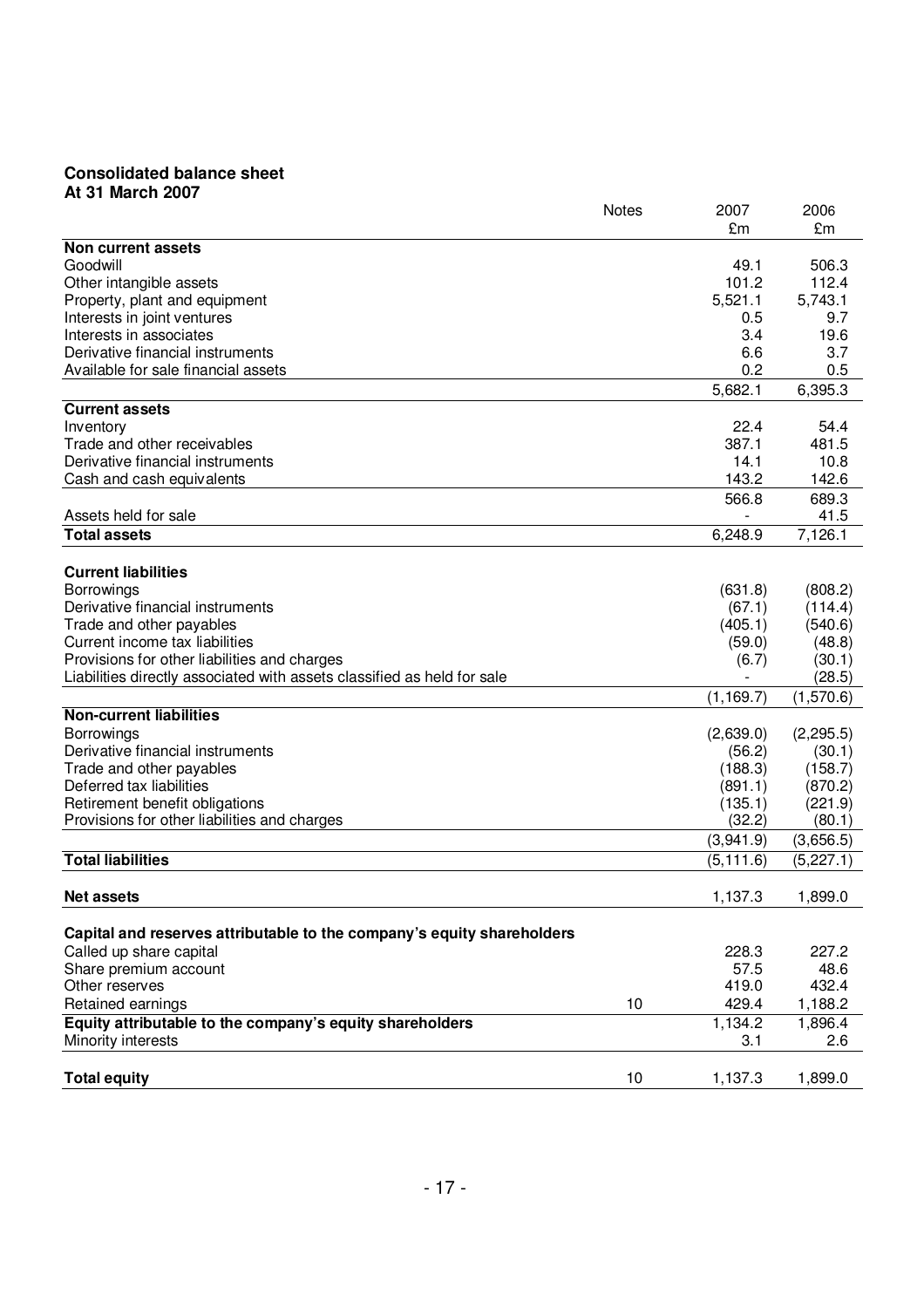**Consolidated balance sheet**
**At 31 March 2007**

| | Notes | 2007 £m | 2006 £m |
|---|---|---|---|
| **Non current assets** | | | |
| Goodwill | | 49.1 | 506.3 |
| Other intangible assets | | 101.2 | 112.4 |
| Property, plant and equipment | | 5,521.1 | 5,743.1 |
| Interests in joint ventures | | 0.5 | 9.7 |
| Interests in associates | | 3.4 | 19.6 |
| Derivative financial instruments | | 6.6 | 3.7 |
| Available for sale financial assets | | 0.2 | 0.5 |
| | | 5,682.1 | 6,395.3 |
| **Current assets** | | | |
| Inventory | | 22.4 | 54.4 |
| Trade and other receivables | | 387.1 | 481.5 |
| Derivative financial instruments | | 14.1 | 10.8 |
| Cash and cash equivalents | | 143.2 | 142.6 |
| | | 566.8 | 689.3 |
| Assets held for sale | | - | 41.5 |
| **Total assets** | | 6,248.9 | 7,126.1 |
| | | | |
| **Current liabilities** | | | |
| Borrowings | | (631.8) | (808.2) |
| Derivative financial instruments | | (67.1) | (114.4) |
| Trade and other payables | | (405.1) | (540.6) |
| Current income tax liabilities | | (59.0) | (48.8) |
| Provisions for other liabilities and charges | | (6.7) | (30.1) |
| Liabilities directly associated with assets classified as held for sale | | - | (28.5) |
| | | (1,169.7) | (1,570.6) |
| **Non-current liabilities** | | | |
| Borrowings | | (2,639.0) | (2,295.5) |
| Derivative financial instruments | | (56.2) | (30.1) |
| Trade and other payables | | (188.3) | (158.7) |
| Deferred tax liabilities | | (891.1) | (870.2) |
| Retirement benefit obligations | | (135.1) | (221.9) |
| Provisions for other liabilities and charges | | (32.2) | (80.1) |
| | | (3,941.9) | (3,656.5) |
| **Total liabilities** | | (5,111.6) | (5,227.1) |
| | | | |
| **Net assets** | | 1,137.3 | 1,899.0 |
| | | | |
| **Capital and reserves attributable to the company's equity shareholders** | | | |
| Called up share capital | | 228.3 | 227.2 |
| Share premium account | | 57.5 | 48.6 |
| Other reserves | | 419.0 | 432.4 |
| Retained earnings | 10 | 429.4 | 1,188.2 |
| **Equity attributable to the company's equity shareholders** | | 1,134.2 | 1,896.4 |
| Minority interests | | 3.1 | 2.6 |
| | | | |
| **Total equity** | 10 | 1,137.3 | 1,899.0 |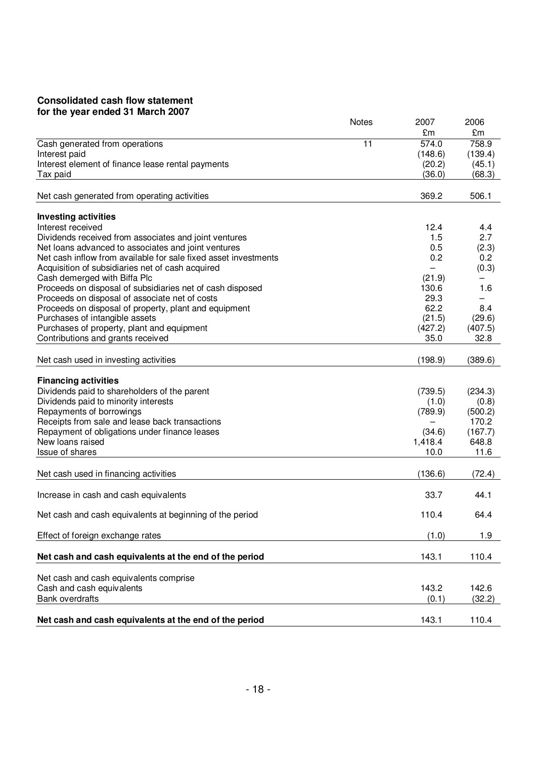**Consolidated cash flow statement**
**for the year ended 31 March 2007**

| | Notes | 2007<br>£m | 2006<br>£m |
|---|---|---|---|
| Cash generated from operations | 11 | 574.0 | 758.9 |
| Interest paid | | (148.6) | (139.4) |
| Interest element of finance lease rental payments | | (20.2) | (45.1) |
| Tax paid | | (36.0) | (68.3) |
| Net cash generated from operating activities | | 369.2 | 506.1 |
| **Investing activities** | | | |
| Interest received | | 12.4 | 4.4 |
| Dividends received from associates and joint ventures | | 1.5 | 2.7 |
| Net loans advanced to associates and joint ventures | | 0.5 | (2.3) |
| Net cash inflow from available for sale fixed asset investments | | 0.2 | 0.2 |
| Acquisition of subsidiaries net of cash acquired | | – | (0.3) |
| Cash demerged with Biffa Plc | | (21.9) | – |
| Proceeds on disposal of subsidiaries net of cash disposed | | 130.6 | 1.6 |
| Proceeds on disposal of associate net of costs | | 29.3 | – |
| Proceeds on disposal of property, plant and equipment | | 62.2 | 8.4 |
| Purchases of intangible assets | | (21.5) | (29.6) |
| Purchases of property, plant and equipment | | (427.2) | (407.5) |
| Contributions and grants received | | 35.0 | 32.8 |
| Net cash used in investing activities | | (198.9) | (389.6) |
| **Financing activities** | | | |
| Dividends paid to shareholders of the parent | | (739.5) | (234.3) |
| Dividends paid to minority interests | | (1.0) | (0.8) |
| Repayments of borrowings | | (789.9) | (500.2) |
| Receipts from sale and lease back transactions | | – | 170.2 |
| Repayment of obligations under finance leases | | (34.6) | (167.7) |
| New loans raised | | 1,418.4 | 648.8 |
| Issue of shares | | 10.0 | 11.6 |
| Net cash used in financing activities | | (136.6) | (72.4) |
| Increase in cash and cash equivalents | | 33.7 | 44.1 |
| Net cash and cash equivalents at beginning of the period | | 110.4 | 64.4 |
| Effect of foreign exchange rates | | (1.0) | 1.9 |
| **Net cash and cash equivalents at the end of the period** | | 143.1 | 110.4 |
| Net cash and cash equivalents comprise | | | |
| Cash and cash equivalents | | 143.2 | 142.6 |
| Bank overdrafts | | (0.1) | (32.2) |
| **Net cash and cash equivalents at the end of the period** | | 143.1 | 110.4 |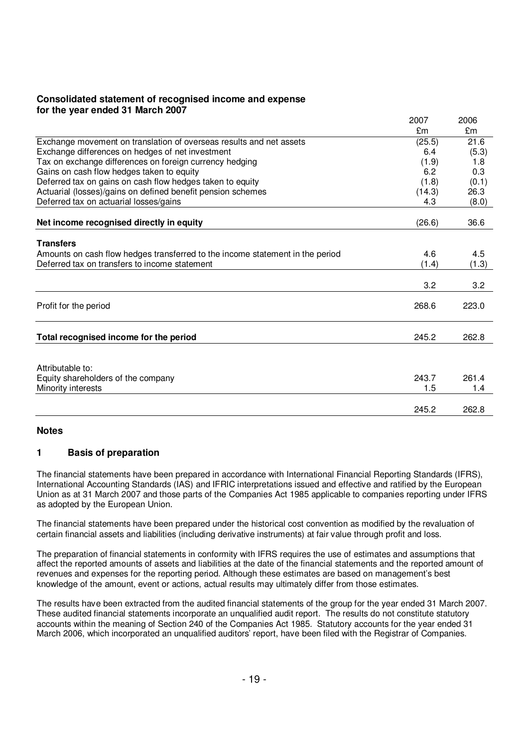**Consolidated statement of recognised income and expense**
**for the year ended 31 March 2007**

| | 2007 £m | 2006 £m |
|---|---|---|
| Exchange movement on translation of overseas results and net assets | (25.5) | 21.6 |
| Exchange differences on hedges of net investment | 6.4 | (5.3) |
| Tax on exchange differences on foreign currency hedging | (1.9) | 1.8 |
| Gains on cash flow hedges taken to equity | 6.2 | 0.3 |
| Deferred tax on gains on cash flow hedges taken to equity | (1.8) | (0.1) |
| Actuarial (losses)/gains on defined benefit pension schemes | (14.3) | 26.3 |
| Deferred tax on actuarial losses/gains | 4.3 | (8.0) |
| **Net income recognised directly in equity** | (26.6) | 36.6 |
| **Transfers** | | |
| Amounts on cash flow hedges transferred to the income statement in the period | 4.6 | 4.5 |
| Deferred tax on transfers to income statement | (1.4) | (1.3) |
| | 3.2 | 3.2 |
| Profit for the period | 268.6 | 223.0 |
| **Total recognised income for the period** | 245.2 | 262.8 |
| Attributable to: | | |
| Equity shareholders of the company | 243.7 | 261.4 |
| Minority interests | 1.5 | 1.4 |
| | 245.2 | 262.8 |

## Notes

### 1 Basis of preparation

The financial statements have been prepared in accordance with International Financial Reporting Standards (IFRS), International Accounting Standards (IAS) and IFRIC interpretations issued and effective and ratified by the European Union as at 31 March 2007 and those parts of the Companies Act 1985 applicable to companies reporting under IFRS as adopted by the European Union.

The financial statements have been prepared under the historical cost convention as modified by the revaluation of certain financial assets and liabilities (including derivative instruments) at fair value through profit and loss.

The preparation of financial statements in conformity with IFRS requires the use of estimates and assumptions that affect the reported amounts of assets and liabilities at the date of the financial statements and the reported amount of revenues and expenses for the reporting period. Although these estimates are based on management's best knowledge of the amount, event or actions, actual results may ultimately differ from those estimates.

The results have been extracted from the audited financial statements of the group for the year ended 31 March 2007. These audited financial statements incorporate an unqualified audit report. The results do not constitute statutory accounts within the meaning of Section 240 of the Companies Act 1985. Statutory accounts for the year ended 31 March 2006, which incorporated an unqualified auditors' report, have been filed with the Registrar of Companies.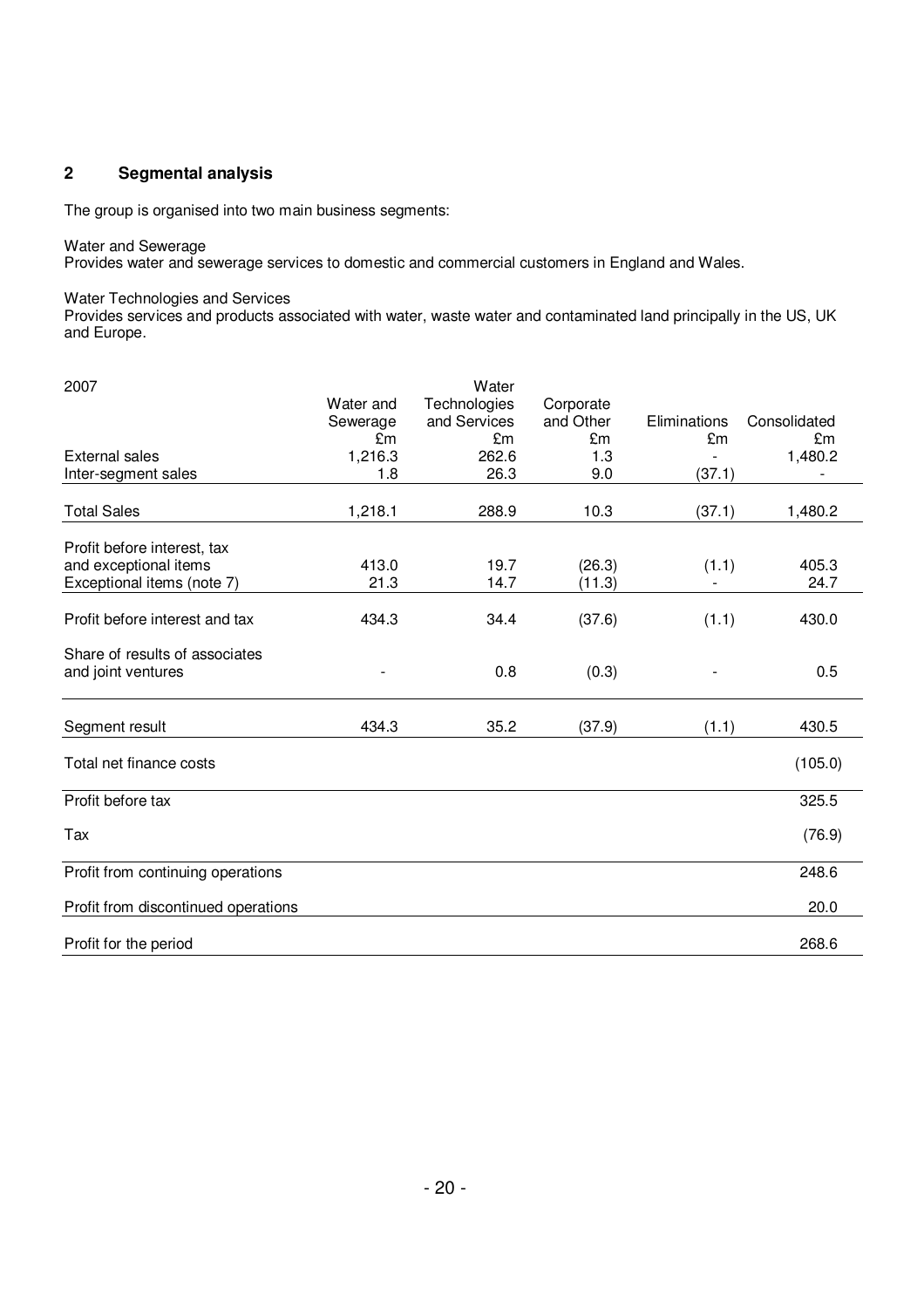## 2 Segmental analysis

The group is organised into two main business segments:

Water and Sewerage
Provides water and sewerage services to domestic and commercial customers in England and Wales.

Water Technologies and Services
Provides services and products associated with water, waste water and contaminated land principally in the US, UK and Europe.

| 2007 | Water and Sewerage £m | Water Technologies and Services £m | Corporate and Other £m | Eliminations £m | Consolidated £m |
|---|---|---|---|---|---|
| External sales | 1,216.3 | 262.6 | 1.3 | - | 1,480.2 |
| Inter-segment sales | 1.8 | 26.3 | 9.0 | (37.1) | - |
| Total Sales | 1,218.1 | 288.9 | 10.3 | (37.1) | 1,480.2 |
| Profit before interest, tax and exceptional items | 413.0 | 19.7 | (26.3) | (1.1) | 405.3 |
| Exceptional items (note 7) | 21.3 | 14.7 | (11.3) | - | 24.7 |
| Profit before interest and tax | 434.3 | 34.4 | (37.6) | (1.1) | 430.0 |
| Share of results of associates and joint ventures | - | 0.8 | (0.3) | - | 0.5 |
| Segment result | 434.3 | 35.2 | (37.9) | (1.1) | 430.5 |
| Total net finance costs | | | | | (105.0) |
| Profit before tax | | | | | 325.5 |
| Tax | | | | | (76.9) |
| Profit from continuing operations | | | | | 248.6 |
| Profit from discontinued operations | | | | | 20.0 |
| Profit for the period | | | | | 268.6 |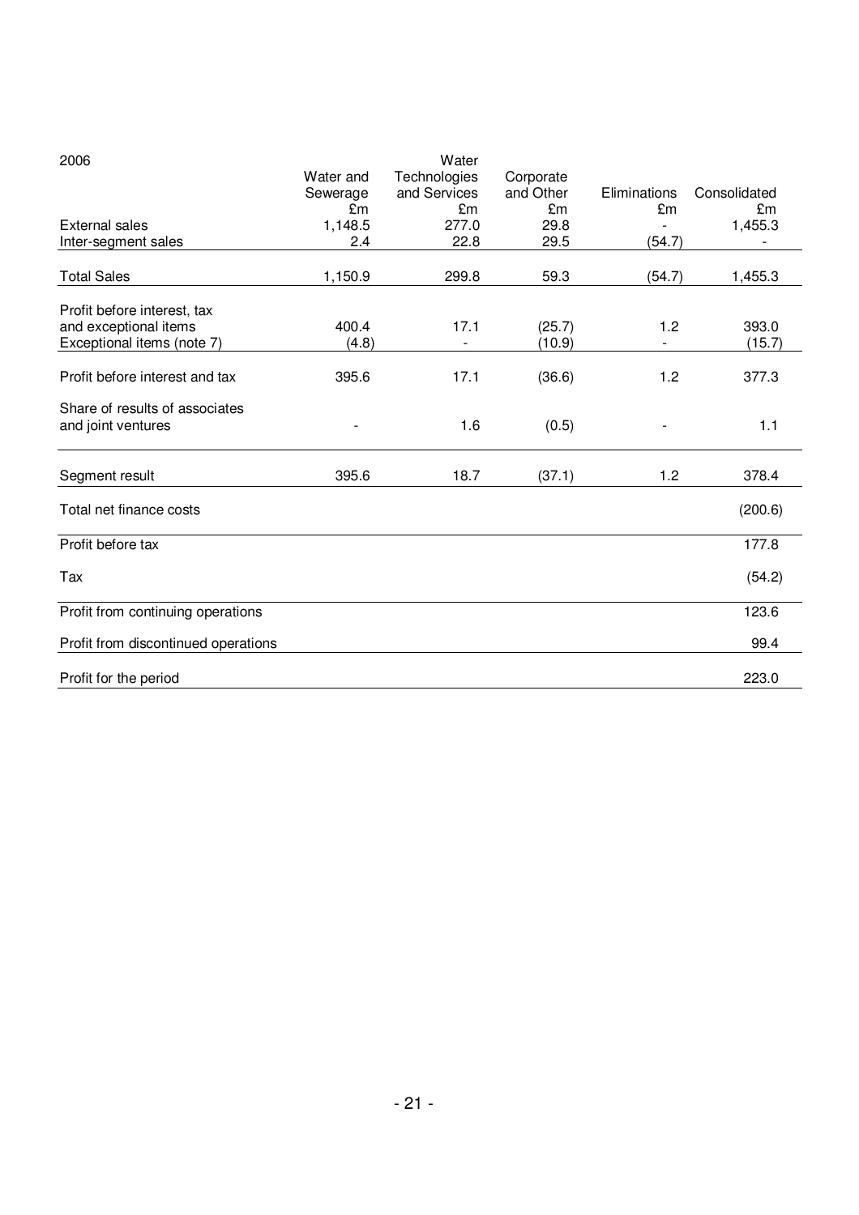| 2006 | Water and Sewerage £m | Water Technologies and Services £m | Corporate and Other £m | Eliminations £m | Consolidated £m |
|---|---|---|---|---|---|
| External sales | 1,148.5 | 277.0 | 29.8 | - | 1,455.3 |
| Inter-segment sales | 2.4 | 22.8 | 29.5 | (54.7) | - |
| Total Sales | 1,150.9 | 299.8 | 59.3 | (54.7) | 1,455.3 |
| Profit before interest, tax and exceptional items | 400.4 | 17.1 | (25.7) | 1.2 | 393.0 |
| Exceptional items (note 7) | (4.8) | - | (10.9) | - | (15.7) |
| Profit before interest and tax | 395.6 | 17.1 | (36.6) | 1.2 | 377.3 |
| Share of results of associates and joint ventures | - | 1.6 | (0.5) | - | 1.1 |
| Segment result | 395.6 | 18.7 | (37.1) | 1.2 | 378.4 |
| Total net finance costs | | | | | (200.6) |
| Profit before tax | | | | | 177.8 |
| Tax | | | | | (54.2) |
| Profit from continuing operations | | | | | 123.6 |
| Profit from discontinued operations | | | | | 99.4 |
| Profit for the period | | | | | 223.0 |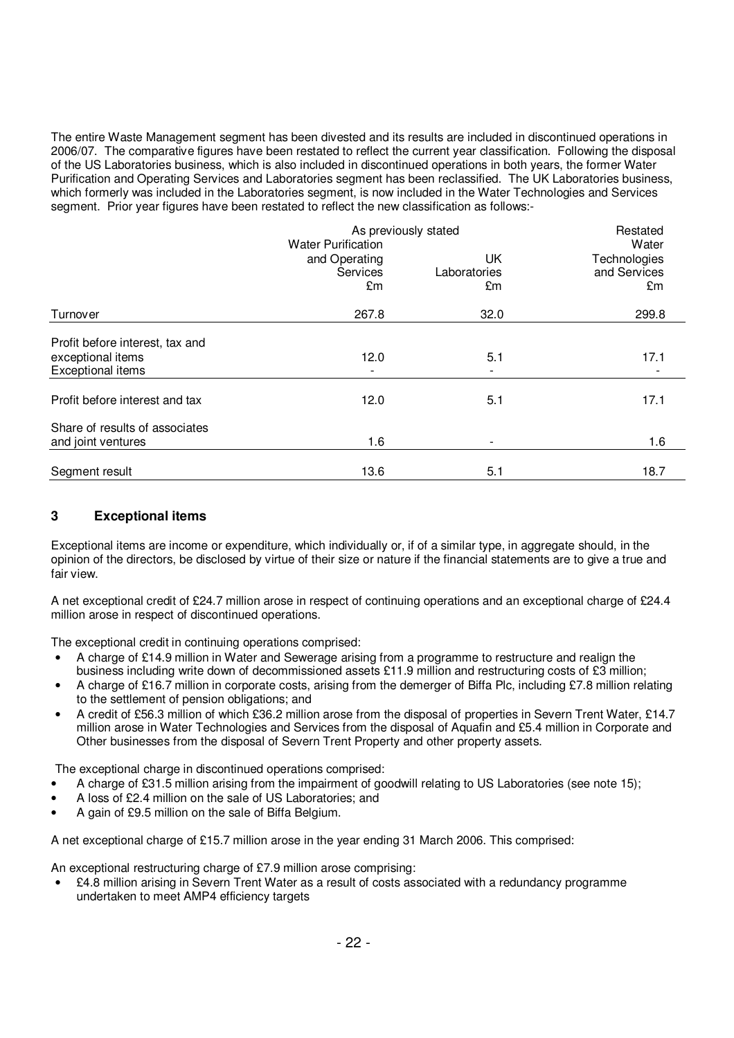The entire Waste Management segment has been divested and its results are included in discontinued operations in 2006/07. The comparative figures have been restated to reflect the current year classification. Following the disposal of the US Laboratories business, which is also included in discontinued operations in both years, the former Water Purification and Operating Services and Laboratories segment has been reclassified. The UK Laboratories business, which formerly was included in the Laboratories segment, is now included in the Water Technologies and Services segment. Prior year figures have been restated to reflect the new classification as follows:-

| | As previously stated | | Restated |
|---|---|---|---|
| | Water Purification and Operating Services £m | UK Laboratories £m | Water Technologies and Services £m |
| Turnover | 267.8 | 32.0 | 299.8 |
| Profit before interest, tax and exceptional items | 12.0 | 5.1 | 17.1 |
| Exceptional items | - | - | - |
| Profit before interest and tax | 12.0 | 5.1 | 17.1 |
| Share of results of associates and joint ventures | 1.6 | - | 1.6 |
| Segment result | 13.6 | 5.1 | 18.7 |

## 3 Exceptional items

Exceptional items are income or expenditure, which individually or, if of a similar type, in aggregate should, in the opinion of the directors, be disclosed by virtue of their size or nature if the financial statements are to give a true and fair view.

A net exceptional credit of £24.7 million arose in respect of continuing operations and an exceptional charge of £24.4 million arose in respect of discontinued operations.

The exceptional credit in continuing operations comprised:

- A charge of £14.9 million in Water and Sewerage arising from a programme to restructure and realign the business including write down of decommissioned assets £11.9 million and restructuring costs of £3 million;
- A charge of £16.7 million in corporate costs, arising from the demerger of Biffa Plc, including £7.8 million relating to the settlement of pension obligations; and
- A credit of £56.3 million of which £36.2 million arose from the disposal of properties in Severn Trent Water, £14.7 million arose in Water Technologies and Services from the disposal of Aquafin and £5.4 million in Corporate and Other businesses from the disposal of Severn Trent Property and other property assets.

The exceptional charge in discontinued operations comprised:

- A charge of £31.5 million arising from the impairment of goodwill relating to US Laboratories (see note 15);
- A loss of £2.4 million on the sale of US Laboratories; and
- A gain of £9.5 million on the sale of Biffa Belgium.

A net exceptional charge of £15.7 million arose in the year ending 31 March 2006. This comprised:

An exceptional restructuring charge of £7.9 million arose comprising:

- £4.8 million arising in Severn Trent Water as a result of costs associated with a redundancy programme undertaken to meet AMP4 efficiency targets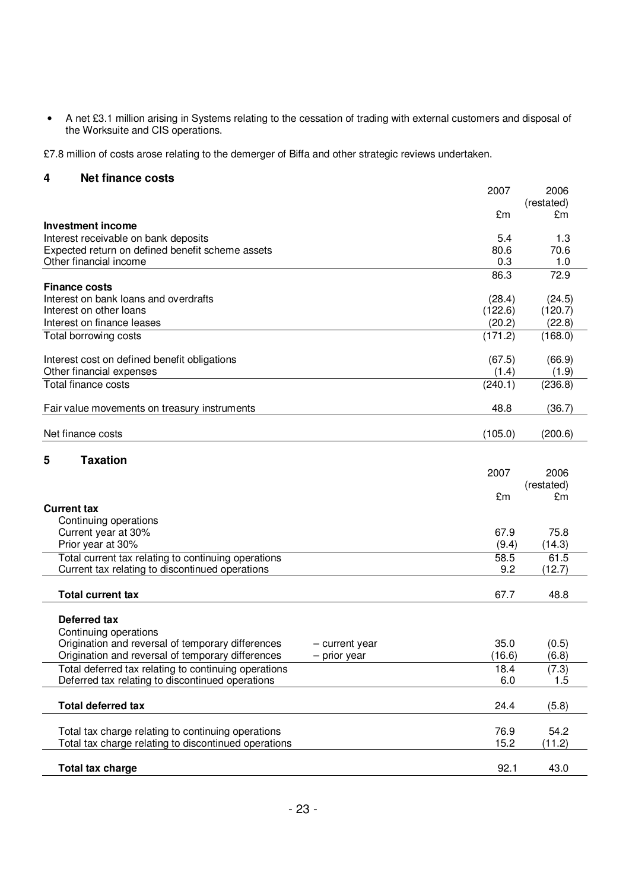- A net £3.1 million arising in Systems relating to the cessation of trading with external customers and disposal of the Worksuite and CIS operations.

£7.8 million of costs arose relating to the demerger of Biffa and other strategic reviews undertaken.

## 4 Net finance costs

| | 2007 | 2006 (restated) |
|---|---|---|
| | £m | £m |
| **Investment income** | | |
| Interest receivable on bank deposits | 5.4 | 1.3 |
| Expected return on defined benefit scheme assets | 80.6 | 70.6 |
| Other financial income | 0.3 | 1.0 |
| | 86.3 | 72.9 |
| **Finance costs** | | |
| Interest on bank loans and overdrafts | (28.4) | (24.5) |
| Interest on other loans | (122.6) | (120.7) |
| Interest on finance leases | (20.2) | (22.8) |
| Total borrowing costs | (171.2) | (168.0) |
| Interest cost on defined benefit obligations | (67.5) | (66.9) |
| Other financial expenses | (1.4) | (1.9) |
| Total finance costs | (240.1) | (236.8) |
| Fair value movements on treasury instruments | 48.8 | (36.7) |
| Net finance costs | (105.0) | (200.6) |

## 5 Taxation

| | | 2007 | 2006 (restated) |
|---|---|---|---|
| | | £m | £m |
| **Current tax** | | | |
| Continuing operations | | | |
| Current year at 30% | | 67.9 | 75.8 |
| Prior year at 30% | | (9.4) | (14.3) |
| Total current tax relating to continuing operations | | 58.5 | 61.5 |
| Current tax relating to discontinued operations | | 9.2 | (12.7) |
| **Total current tax** | | 67.7 | 48.8 |
| **Deferred tax** | | | |
| Continuing operations | | | |
| Origination and reversal of temporary differences | – current year | 35.0 | (0.5) |
| Origination and reversal of temporary differences | – prior year | (16.6) | (6.8) |
| Total deferred tax relating to continuing operations | | 18.4 | (7.3) |
| Deferred tax relating to discontinued operations | | 6.0 | 1.5 |
| **Total deferred tax** | | 24.4 | (5.8) |
| Total tax charge relating to continuing operations | | 76.9 | 54.2 |
| Total tax charge relating to discontinued operations | | 15.2 | (11.2) |
| **Total tax charge** | | 92.1 | 43.0 |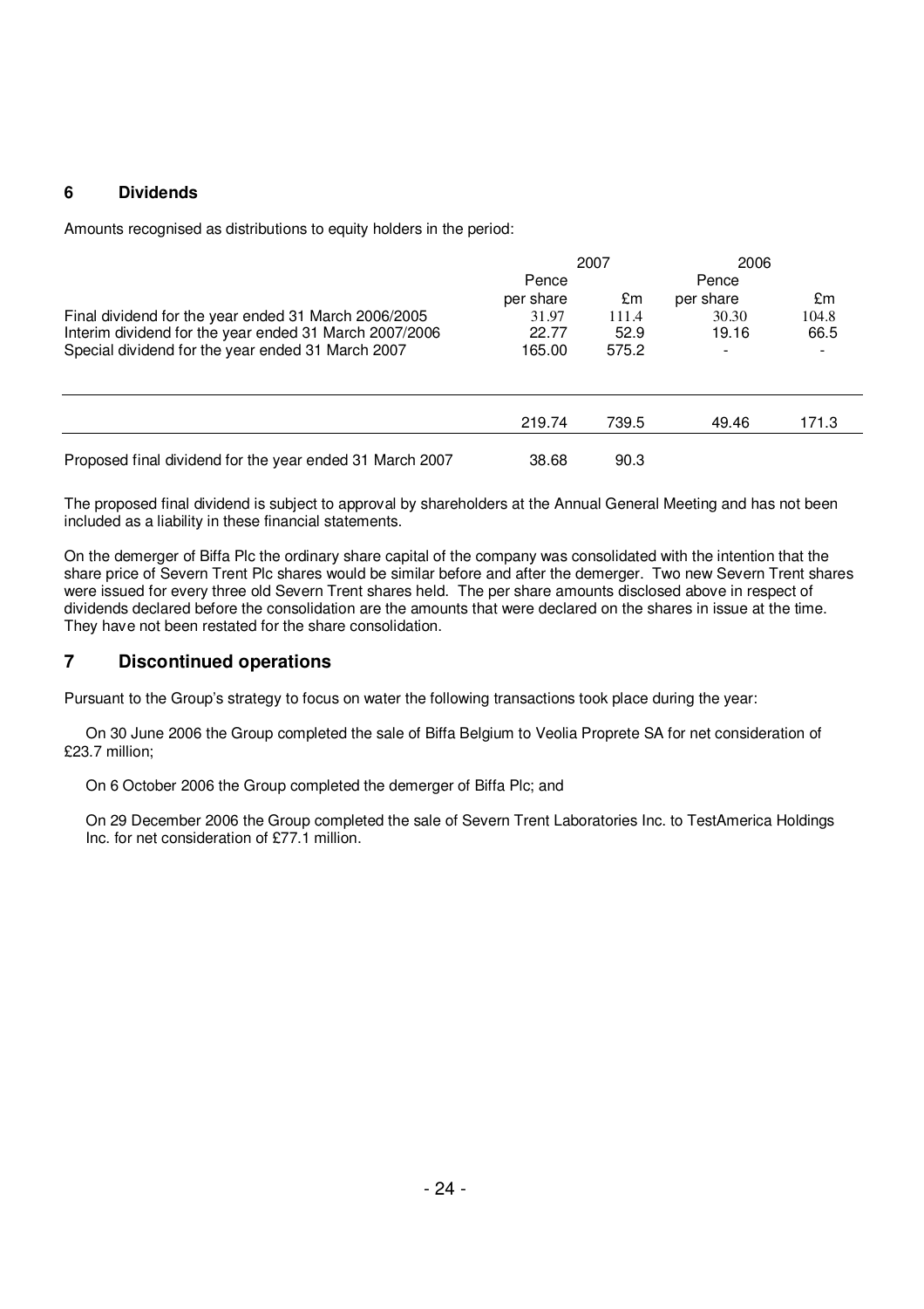## 6 Dividends

Amounts recognised as distributions to equity holders in the period:

| | 2007 | | 2006 | |
|---|---|---|---|---|
| | Pence per share | £m | Pence per share | £m |
| Final dividend for the year ended 31 March 2006/2005 | 31.97 | 111.4 | 30.30 | 104.8 |
| Interim dividend for the year ended 31 March 2007/2006 | 22.77 | 52.9 | 19.16 | 66.5 |
| Special dividend for the year ended 31 March 2007 | 165.00 | 575.2 | - | - |
| | 219.74 | 739.5 | 49.46 | 171.3 |
| Proposed final dividend for the year ended 31 March 2007 | 38.68 | 90.3 | | |

The proposed final dividend is subject to approval by shareholders at the Annual General Meeting and has not been included as a liability in these financial statements.

On the demerger of Biffa Plc the ordinary share capital of the company was consolidated with the intention that the share price of Severn Trent Plc shares would be similar before and after the demerger. Two new Severn Trent shares were issued for every three old Severn Trent shares held. The per share amounts disclosed above in respect of dividends declared before the consolidation are the amounts that were declared on the shares in issue at the time. They have not been restated for the share consolidation.

## 7 Discontinued operations

Pursuant to the Group's strategy to focus on water the following transactions took place during the year:

On 30 June 2006 the Group completed the sale of Biffa Belgium to Veolia Proprete SA for net consideration of £23.7 million;

On 6 October 2006 the Group completed the demerger of Biffa Plc; and

On 29 December 2006 the Group completed the sale of Severn Trent Laboratories Inc. to TestAmerica Holdings Inc. for net consideration of £77.1 million.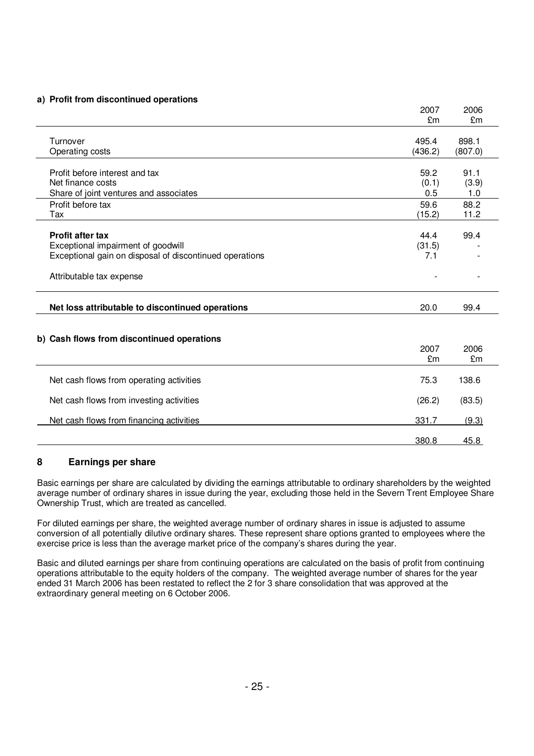**a) Profit from discontinued operations**

| | 2007 £m | 2006 £m |
|---|---|---|
| Turnover | 495.4 | 898.1 |
| Operating costs | (436.2) | (807.0) |
| Profit before interest and tax | 59.2 | 91.1 |
| Net finance costs | (0.1) | (3.9) |
| Share of joint ventures and associates | 0.5 | 1.0 |
| Profit before tax | 59.6 | 88.2 |
| Tax | (15.2) | 11.2 |
| **Profit after tax** | 44.4 | 99.4 |
| Exceptional impairment of goodwill | (31.5) | - |
| Exceptional gain on disposal of discontinued operations | 7.1 | - |
| Attributable tax expense | - | - |
| **Net loss attributable to discontinued operations** | 20.0 | 99.4 |

**b) Cash flows from discontinued operations**

| | 2007 £m | 2006 £m |
|---|---|---|
| Net cash flows from operating activities | 75.3 | 138.6 |
| Net cash flows from investing activities | (26.2) | (83.5) |
| Net cash flows from financing activities | 331.7 | (9.3) |
| | 380.8 | 45.8 |

## 8 Earnings per share

Basic earnings per share are calculated by dividing the earnings attributable to ordinary shareholders by the weighted average number of ordinary shares in issue during the year, excluding those held in the Severn Trent Employee Share Ownership Trust, which are treated as cancelled.

For diluted earnings per share, the weighted average number of ordinary shares in issue is adjusted to assume conversion of all potentially dilutive ordinary shares. These represent share options granted to employees where the exercise price is less than the average market price of the company's shares during the year.

Basic and diluted earnings per share from continuing operations are calculated on the basis of profit from continuing operations attributable to the equity holders of the company. The weighted average number of shares for the year ended 31 March 2006 has been restated to reflect the 2 for 3 share consolidation that was approved at the extraordinary general meeting on 6 October 2006.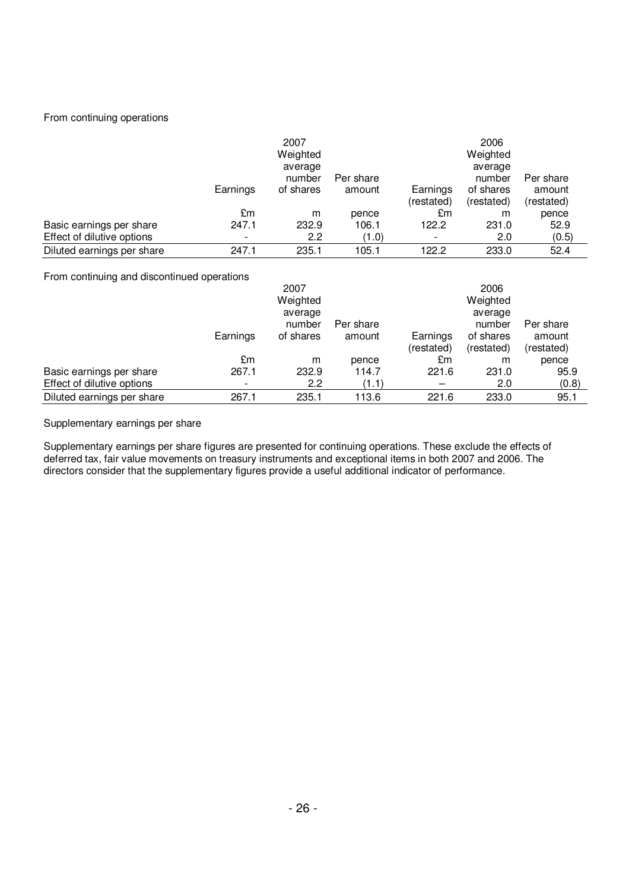From continuing operations

| | 2007 | | | 2006 | | |
|---|---|---|---|---|---|---|
| | Earnings | Weighted average number of shares | Per share amount | Earnings (restated) | Weighted average number of shares (restated) | Per share amount (restated) |
| | £m | m | pence | £m | m | pence |
| Basic earnings per share | 247.1 | 232.9 | 106.1 | 122.2 | 231.0 | 52.9 |
| Effect of dilutive options | - | 2.2 | (1.0) | - | 2.0 | (0.5) |
| Diluted earnings per share | 247.1 | 235.1 | 105.1 | 122.2 | 233.0 | 52.4 |

From continuing and discontinued operations

| | 2007 | | | 2006 | | |
|---|---|---|---|---|---|---|
| | Earnings | Weighted average number of shares | Per share amount | Earnings (restated) | Weighted average number of shares (restated) | Per share amount (restated) |
| | £m | m | pence | £m | m | pence |
| Basic earnings per share | 267.1 | 232.9 | 114.7 | 221.6 | 231.0 | 95.9 |
| Effect of dilutive options | - | 2.2 | (1.1) | – | 2.0 | (0.8) |
| Diluted earnings per share | 267.1 | 235.1 | 113.6 | 221.6 | 233.0 | 95.1 |

Supplementary earnings per share

Supplementary earnings per share figures are presented for continuing operations. These exclude the effects of deferred tax, fair value movements on treasury instruments and exceptional items in both 2007 and 2006. The directors consider that the supplementary figures provide a useful additional indicator of performance.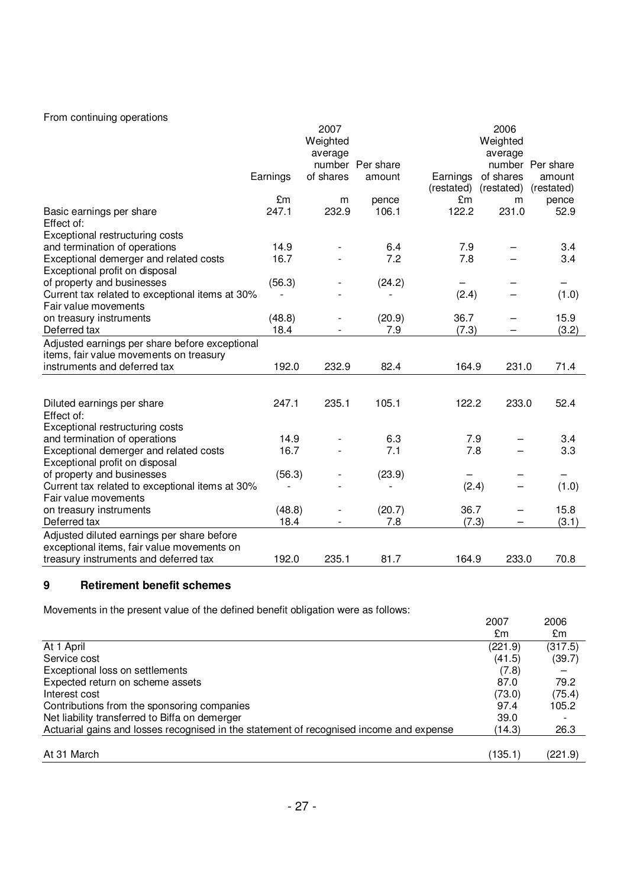From continuing operations

| | 2007 Earnings | 2007 Weighted average number of shares | 2007 Per share amount | 2006 Earnings (restated) | 2006 Weighted average number of shares (restated) | 2006 Per share amount (restated) |
|---|---|---|---|---|---|---|
| | £m | m | pence | £m | m | pence |
| Basic earnings per share | 247.1 | 232.9 | 106.1 | 122.2 | 231.0 | 52.9 |
| Effect of: | | | | | | |
| Exceptional restructuring costs and termination of operations | 14.9 | - | 6.4 | 7.9 | – | 3.4 |
| Exceptional demerger and related costs | 16.7 | - | 7.2 | 7.8 | – | 3.4 |
| Exceptional profit on disposal of property and businesses | (56.3) | - | (24.2) | – | – | – |
| Current tax related to exceptional items at 30% | - | - | - | (2.4) | – | (1.0) |
| Fair value movements on treasury instruments | (48.8) | - | (20.9) | 36.7 | – | 15.9 |
| Deferred tax | 18.4 | - | 7.9 | (7.3) | – | (3.2) |
| Adjusted earnings per share before exceptional items, fair value movements on treasury instruments and deferred tax | 192.0 | 232.9 | 82.4 | 164.9 | 231.0 | 71.4 |
| | | | | | | |
| Diluted earnings per share | 247.1 | 235.1 | 105.1 | 122.2 | 233.0 | 52.4 |
| Effect of: | | | | | | |
| Exceptional restructuring costs and termination of operations | 14.9 | - | 6.3 | 7.9 | – | 3.4 |
| Exceptional demerger and related costs | 16.7 | - | 7.1 | 7.8 | – | 3.3 |
| Exceptional profit on disposal of property and businesses | (56.3) | - | (23.9) | – | – | – |
| Current tax related to exceptional items at 30% | - | - | - | (2.4) | – | (1.0) |
| Fair value movements on treasury instruments | (48.8) | - | (20.7) | 36.7 | – | 15.8 |
| Deferred tax | 18.4 | - | 7.8 | (7.3) | – | (3.1) |
| Adjusted diluted earnings per share before exceptional items, fair value movements on treasury instruments and deferred tax | 192.0 | 235.1 | 81.7 | 164.9 | 233.0 | 70.8 |

## 9 Retirement benefit schemes

Movements in the present value of the defined benefit obligation were as follows:

| | 2007 £m | 2006 £m |
|---|---|---|
| At 1 April | (221.9) | (317.5) |
| Service cost | (41.5) | (39.7) |
| Exceptional loss on settlements | (7.8) | – |
| Expected return on scheme assets | 87.0 | 79.2 |
| Interest cost | (73.0) | (75.4) |
| Contributions from the sponsoring companies | 97.4 | 105.2 |
| Net liability transferred to Biffa on demerger | 39.0 | - |
| Actuarial gains and losses recognised in the statement of recognised income and expense | (14.3) | 26.3 |
| | | |
| At 31 March | (135.1) | (221.9) |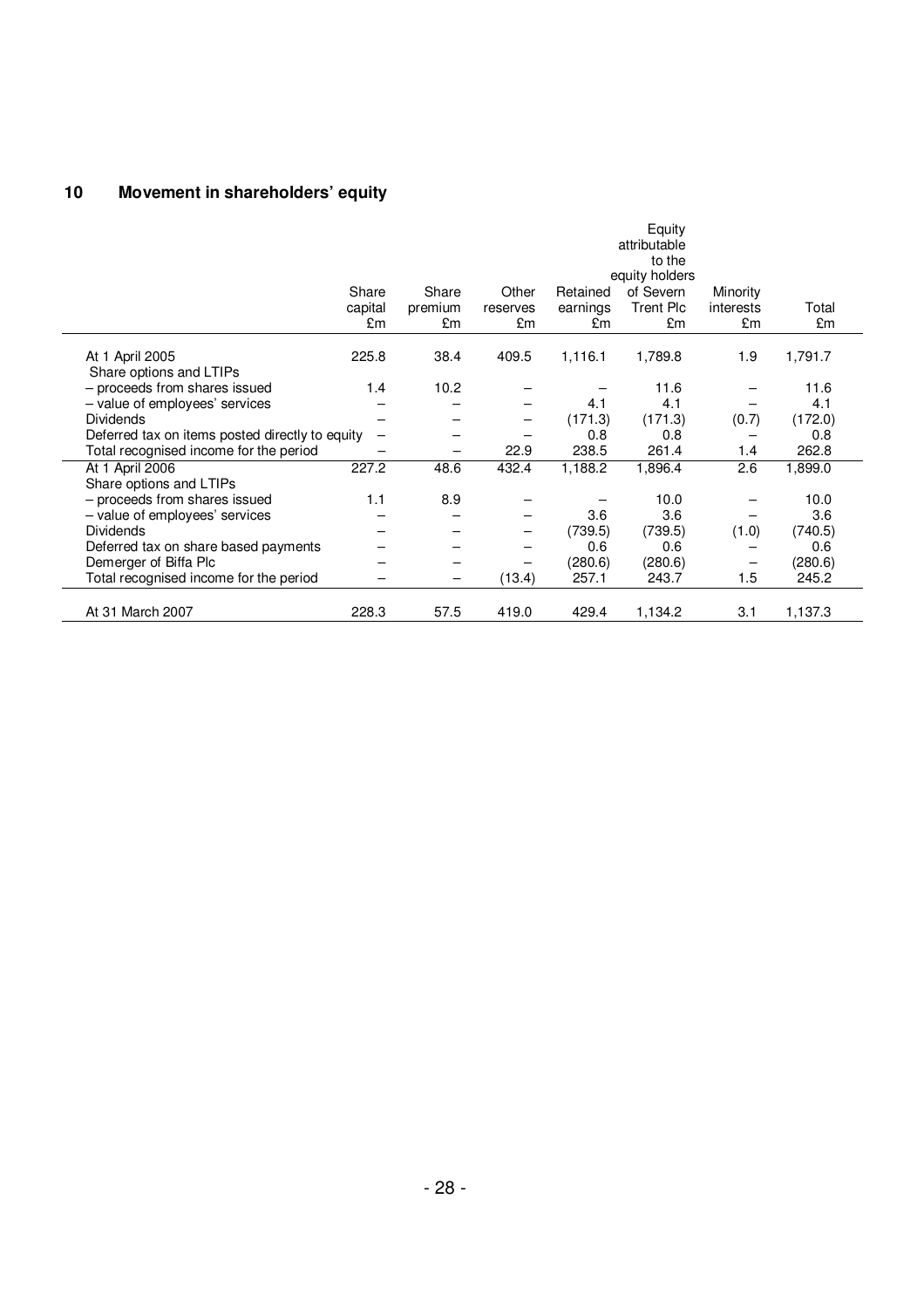## 10 Movement in shareholders' equity

| | Share capital £m | Share premium £m | Other reserves £m | Retained earnings £m | Equity attributable to the equity holders of Severn Trent Plc £m | Minority interests £m | Total £m |
|---|---|---|---|---|---|---|---|
| At 1 April 2005 | 225.8 | 38.4 | 409.5 | 1,116.1 | 1,789.8 | 1.9 | 1,791.7 |
| Share options and LTIPs | | | | | | | |
| – proceeds from shares issued | 1.4 | 10.2 | – | – | 11.6 | – | 11.6 |
| – value of employees' services | – | – | – | 4.1 | 4.1 | – | 4.1 |
| Dividends | – | – | – | (171.3) | (171.3) | (0.7) | (172.0) |
| Deferred tax on items posted directly to equity | – | – | – | 0.8 | 0.8 | – | 0.8 |
| Total recognised income for the period | – | – | 22.9 | 238.5 | 261.4 | 1.4 | 262.8 |
| At 1 April 2006 | 227.2 | 48.6 | 432.4 | 1,188.2 | 1,896.4 | 2.6 | 1,899.0 |
| Share options and LTIPs | | | | | | | |
| – proceeds from shares issued | 1.1 | 8.9 | – | – | 10.0 | – | 10.0 |
| – value of employees' services | – | – | – | 3.6 | 3.6 | – | 3.6 |
| Dividends | – | – | – | (739.5) | (739.5) | (1.0) | (740.5) |
| Deferred tax on share based payments | – | – | – | 0.6 | 0.6 | – | 0.6 |
| Demerger of Biffa Plc | – | – | – | (280.6) | (280.6) | – | (280.6) |
| Total recognised income for the period | – | – | (13.4) | 257.1 | 243.7 | 1.5 | 245.2 |
| At 31 March 2007 | 228.3 | 57.5 | 419.0 | 429.4 | 1,134.2 | 3.1 | 1,137.3 |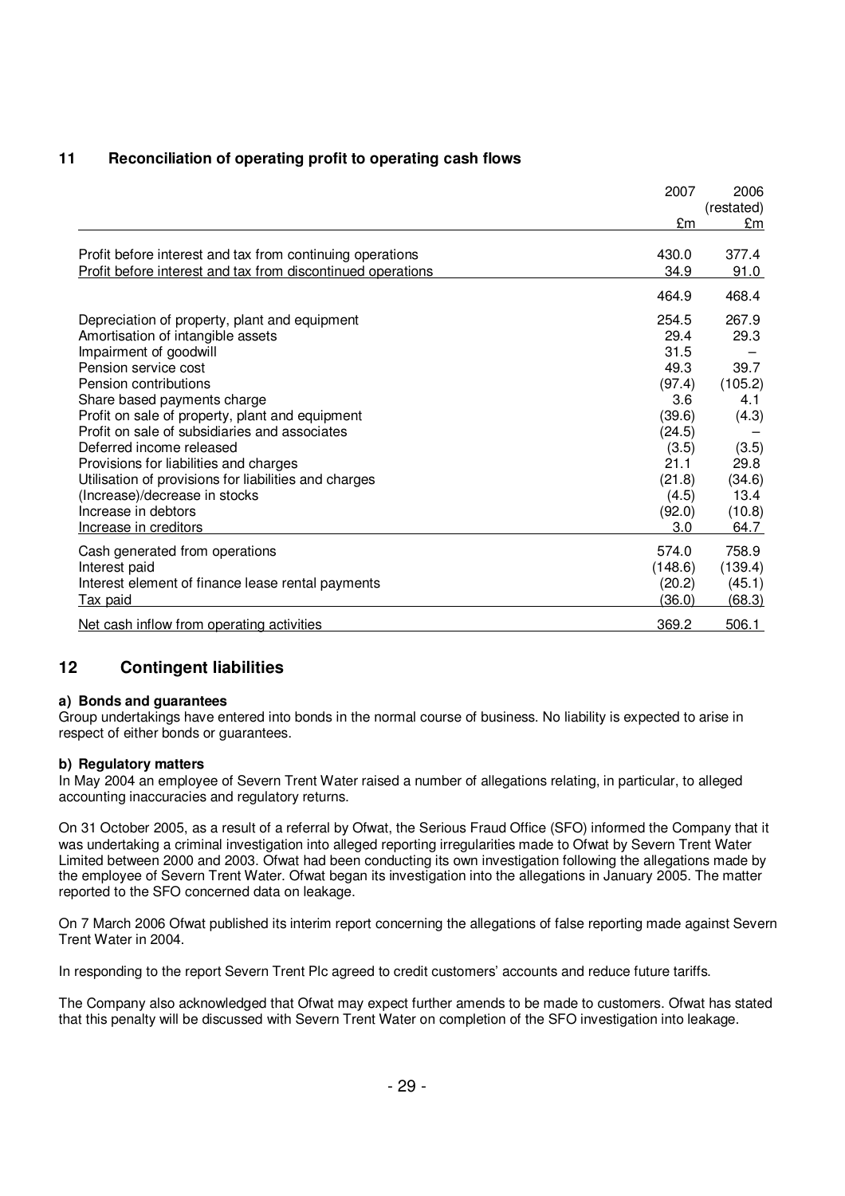## 11 Reconciliation of operating profit to operating cash flows

| | 2007 £m | 2006 (restated) £m |
|---|---|---|
| Profit before interest and tax from continuing operations | 430.0 | 377.4 |
| Profit before interest and tax from discontinued operations | 34.9 | 91.0 |
| | 464.9 | 468.4 |
| Depreciation of property, plant and equipment | 254.5 | 267.9 |
| Amortisation of intangible assets | 29.4 | 29.3 |
| Impairment of goodwill | 31.5 | – |
| Pension service cost | 49.3 | 39.7 |
| Pension contributions | (97.4) | (105.2) |
| Share based payments charge | 3.6 | 4.1 |
| Profit on sale of property, plant and equipment | (39.6) | (4.3) |
| Profit on sale of subsidiaries and associates | (24.5) | – |
| Deferred income released | (3.5) | (3.5) |
| Provisions for liabilities and charges | 21.1 | 29.8 |
| Utilisation of provisions for liabilities and charges | (21.8) | (34.6) |
| (Increase)/decrease in stocks | (4.5) | 13.4 |
| Increase in debtors | (92.0) | (10.8) |
| Increase in creditors | 3.0 | 64.7 |
| Cash generated from operations | 574.0 | 758.9 |
| Interest paid | (148.6) | (139.4) |
| Interest element of finance lease rental payments | (20.2) | (45.1) |
| Tax paid | (36.0) | (68.3) |
| Net cash inflow from operating activities | 369.2 | 506.1 |

## 12 Contingent liabilities

**a) Bonds and guarantees**

Group undertakings have entered into bonds in the normal course of business. No liability is expected to arise in respect of either bonds or guarantees.

**b) Regulatory matters**

In May 2004 an employee of Severn Trent Water raised a number of allegations relating, in particular, to alleged accounting inaccuracies and regulatory returns.

On 31 October 2005, as a result of a referral by Ofwat, the Serious Fraud Office (SFO) informed the Company that it was undertaking a criminal investigation into alleged reporting irregularities made to Ofwat by Severn Trent Water Limited between 2000 and 2003. Ofwat had been conducting its own investigation following the allegations made by the employee of Severn Trent Water. Ofwat began its investigation into the allegations in January 2005. The matter reported to the SFO concerned data on leakage.

On 7 March 2006 Ofwat published its interim report concerning the allegations of false reporting made against Severn Trent Water in 2004.

In responding to the report Severn Trent Plc agreed to credit customers' accounts and reduce future tariffs.

The Company also acknowledged that Ofwat may expect further amends to be made to customers. Ofwat has stated that this penalty will be discussed with Severn Trent Water on completion of the SFO investigation into leakage.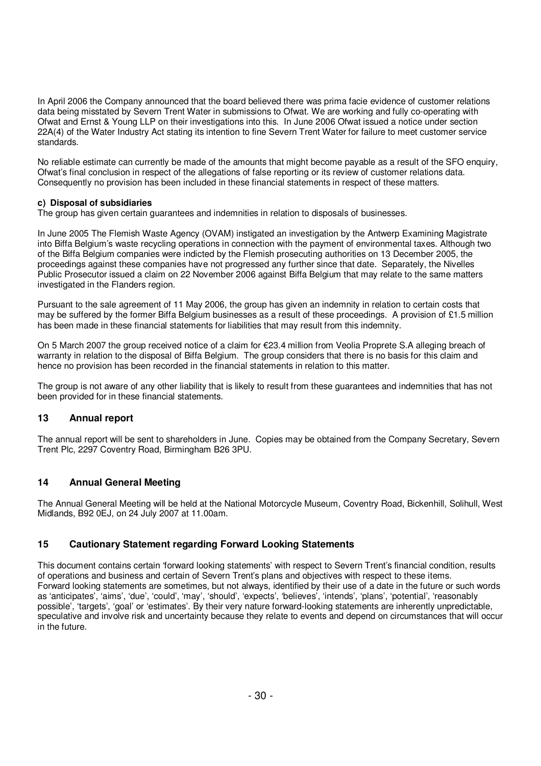In April 2006 the Company announced that the board believed there was prima facie evidence of customer relations data being misstated by Severn Trent Water in submissions to Ofwat. We are working and fully co-operating with Ofwat and Ernst & Young LLP on their investigations into this. In June 2006 Ofwat issued a notice under section 22A(4) of the Water Industry Act stating its intention to fine Severn Trent Water for failure to meet customer service standards.

No reliable estimate can currently be made of the amounts that might become payable as a result of the SFO enquiry, Ofwat's final conclusion in respect of the allegations of false reporting or its review of customer relations data. Consequently no provision has been included in these financial statements in respect of these matters.

**c) Disposal of subsidiaries**

The group has given certain guarantees and indemnities in relation to disposals of businesses.

In June 2005 The Flemish Waste Agency (OVAM) instigated an investigation by the Antwerp Examining Magistrate into Biffa Belgium's waste recycling operations in connection with the payment of environmental taxes. Although two of the Biffa Belgium companies were indicted by the Flemish prosecuting authorities on 13 December 2005, the proceedings against these companies have not progressed any further since that date. Separately, the Nivelles Public Prosecutor issued a claim on 22 November 2006 against Biffa Belgium that may relate to the same matters investigated in the Flanders region.

Pursuant to the sale agreement of 11 May 2006, the group has given an indemnity in relation to certain costs that may be suffered by the former Biffa Belgium businesses as a result of these proceedings. A provision of £1.5 million has been made in these financial statements for liabilities that may result from this indemnity.

On 5 March 2007 the group received notice of a claim for €23.4 million from Veolia Proprete S.A alleging breach of warranty in relation to the disposal of Biffa Belgium. The group considers that there is no basis for this claim and hence no provision has been recorded in the financial statements in relation to this matter.

The group is not aware of any other liability that is likely to result from these guarantees and indemnities that has not been provided for in these financial statements.

## 13 Annual report

The annual report will be sent to shareholders in June. Copies may be obtained from the Company Secretary, Severn Trent Plc, 2297 Coventry Road, Birmingham B26 3PU.

## 14 Annual General Meeting

The Annual General Meeting will be held at the National Motorcycle Museum, Coventry Road, Bickenhill, Solihull, West Midlands, B92 0EJ, on 24 July 2007 at 11.00am.

## 15 Cautionary Statement regarding Forward Looking Statements

This document contains certain 'forward looking statements' with respect to Severn Trent's financial condition, results of operations and business and certain of Severn Trent's plans and objectives with respect to these items.
Forward looking statements are sometimes, but not always, identified by their use of a date in the future or such words as 'anticipates', 'aims', 'due', 'could', 'may', 'should', 'expects', 'believes', 'intends', 'plans', 'potential', 'reasonably possible', 'targets', 'goal' or 'estimates'. By their very nature forward-looking statements are inherently unpredictable, speculative and involve risk and uncertainty because they relate to events and depend on circumstances that will occur in the future.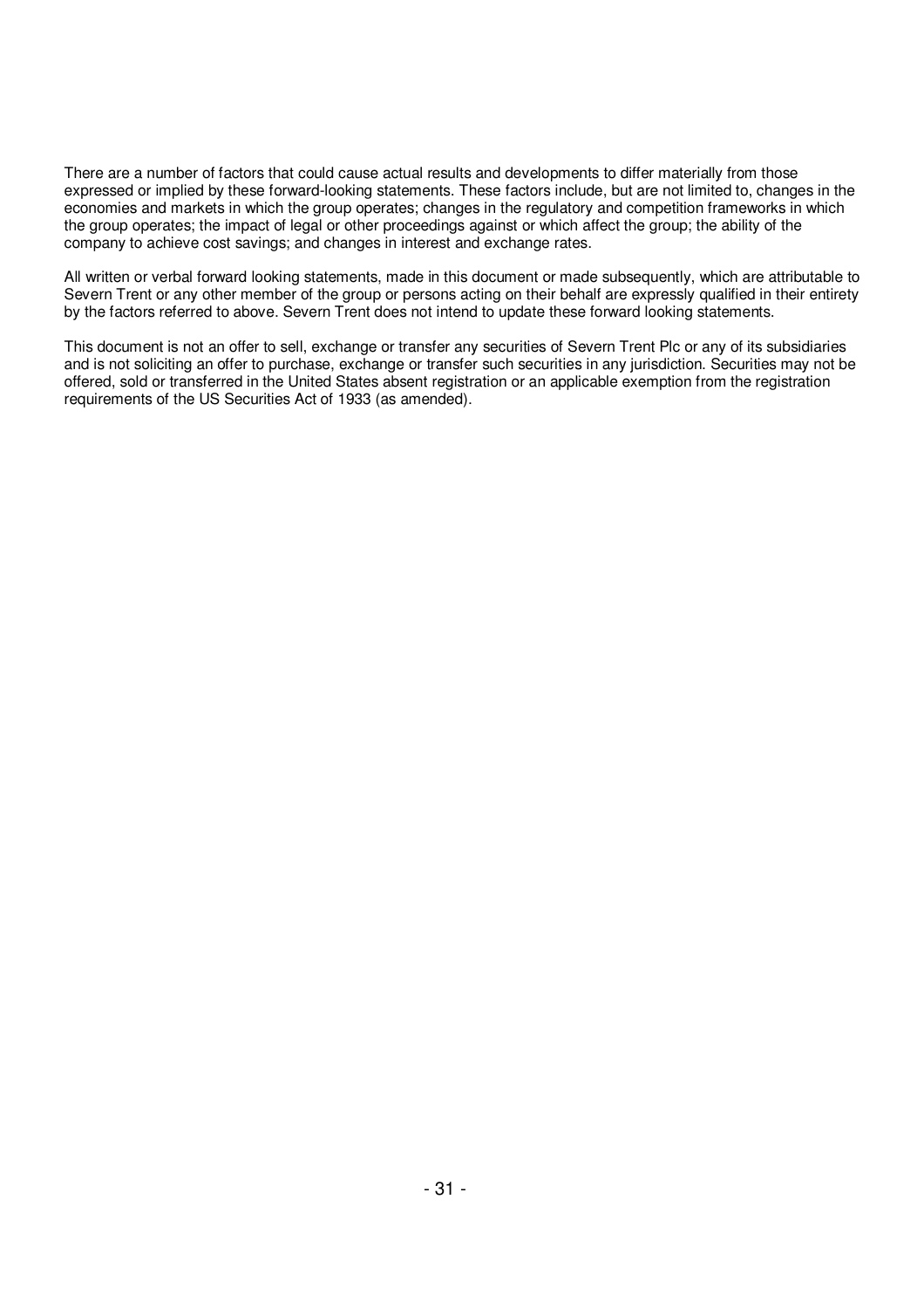There are a number of factors that could cause actual results and developments to differ materially from those expressed or implied by these forward-looking statements. These factors include, but are not limited to, changes in the economies and markets in which the group operates; changes in the regulatory and competition frameworks in which the group operates; the impact of legal or other proceedings against or which affect the group; the ability of the company to achieve cost savings; and changes in interest and exchange rates.

All written or verbal forward looking statements, made in this document or made subsequently, which are attributable to Severn Trent or any other member of the group or persons acting on their behalf are expressly qualified in their entirety by the factors referred to above. Severn Trent does not intend to update these forward looking statements.

This document is not an offer to sell, exchange or transfer any securities of Severn Trent Plc or any of its subsidiaries and is not soliciting an offer to purchase, exchange or transfer such securities in any jurisdiction. Securities may not be offered, sold or transferred in the United States absent registration or an applicable exemption from the registration requirements of the US Securities Act of 1933 (as amended).